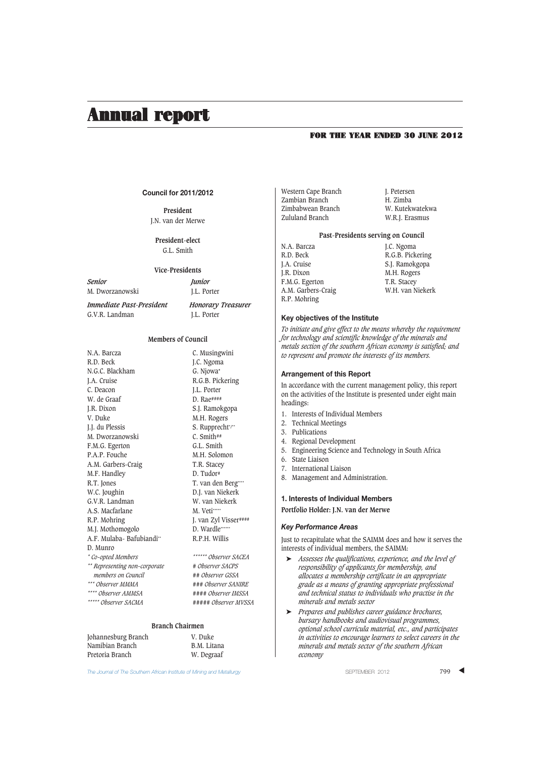# Annual report

**FOR THE YEAR ENDED 30 JUNE 2012**

## Council for 2011/2012

**President**
J.N. van der Merwe

**President-elect**
G.L. Smith

**Vice-Presidents**

| *Senior* | *Junior* |
|---|---|
| M. Dworzanowski | J.L. Porter |

| *Immediate Past-President* | *Honorary Treasurer* |
|---|---|
| G.V.R. Landman | J.L. Porter |

**Members of Council**

| | |
|---|---|
| N.A. Barcza | C. Musingwini |
| R.D. Beck | J.C. Ngoma |
| N.G.C. Blackham | G. Njowa* |
| J.A. Cruise | R.G.B. Pickering |
| C. Deacon | J.L. Porter |
| W. de Graaf | D. Rae#### |
| J.R. Dixon | S.J. Ramokgopa |
| V. Duke | M.H. Rogers |
| J.J. du Plessis | S. Rupprecht*/** |
| M. Dworzanowski | C. Smith## |
| F.M.G. Egerton | G.L. Smith |
| P.A.P. Fouche | M.H. Solomon |
| A.M. Garbers-Craig | T.R. Stacey |
| M.F. Handley | D. Tudor# |
| R.T. Jones | T. van den Berg**** |
| W.C. Joughin | D.J. van Niekerk |
| G.V.R. Landman | W. van Niekerk |
| A.S. Macfarlane | M. Veti***** |
| R.P. Mohring | J. van Zyl Visser#### |
| M.J. Mothomogolo | D. Wardle****** |
| A.F. Mulaba- Bafubiandi** | R.P.H. Willis |
| D. Munro | |

*\* Co-opted Members*
*\*\* Representing non-corporate members on Council*
*\*\*\* Observer MMMA*
*\*\*\*\* Observer AMMSA*
*\*\*\*\*\* Observer SACMA*
*\*\*\*\*\*\* Observer SACEA*
*# Observer SACPS*
*## Observer GSSA*
*### Observer SANIRE*
*#### Observer IMSSA*
*##### Observer MVSSA*

**Branch Chairmen**

| | |
|---|---|
| Johannesburg Branch | V. Duke |
| Namibian Branch | B.M. Litana |
| Pretoria Branch | W. Degraaf |
| Western Cape Branch | J. Petersen |
| Zambian Branch | H. Zimba |
| Zimbabwean Branch | W. Kutekwatekwa |
| Zululand Branch | W.R.J. Erasmus |

**Past-Presidents serving on Council**

| | |
|---|---|
| N.A. Barcza | J.C. Ngoma |
| R.D. Beck | R.G.B. Pickering |
| J.A. Cruise | S.J. Ramokgopa |
| J.R. Dixon | M.H. Rogers |
| F.M.G. Egerton | T.R. Stacey |
| A.M. Garbers-Craig | W.H. van Niekerk |
| R.P. Mohring | |

## Key objectives of the Institute

*To initiate and give effect to the means whereby the requirement for technology and scientific knowledge of the minerals and metals section of the southern African economy is satisfied; and to represent and promote the interests of its members.*

## Arrangement of this Report

In accordance with the current management policy, this report on the activities of the Institute is presented under eight main headings:

1. Interests of Individual Members
2. Technical Meetings
3. Publications
4. Regional Development
5. Engineering Science and Technology in South Africa
6. State Liaison
7. International Liaison
8. Management and Administration.

## 1. Interests of Individual Members

**Portfolio Holder: J.N. van der Merwe**

### *Key Performance Areas*

Just to recapitulate what the SAIMM does and how it serves the interests of individual members, the SAIMM:

- *Assesses the qualifications, experience, and the level of responsibility of applicants for membership, and allocates a membership certificate in an appropriate grade as a means of granting appropriate professional and technical status to individuals who practise in the minerals and metals sector*
- *Prepares and publishes career guidance brochures, bursary handbooks and audiovisual programmes, optional school curricula material, etc., and participates in activities to encourage learners to select careers in the minerals and metals sector of the southern African economy*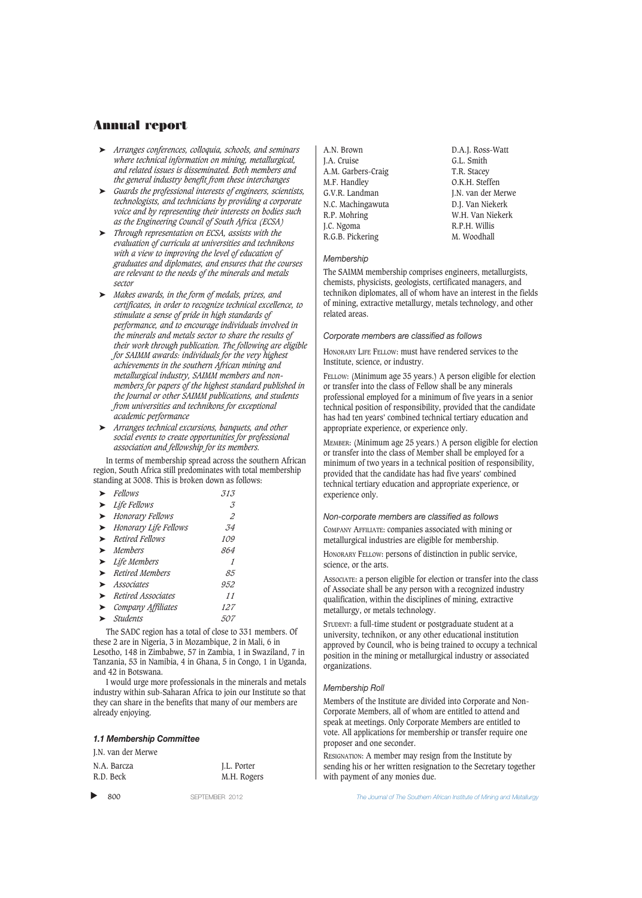- *Arranges conferences, colloquia, schools, and seminars where technical information on mining, metallurgical, and related issues is disseminated. Both members and the general industry benefit from these interchanges*
- *Guards the professional interests of engineers, scientists, technologists, and technicians by providing a corporate voice and by representing their interests on bodies such as the Engineering Council of South Africa (ECSA)*
- *Through representation on ECSA, assists with the evaluation of curricula at universities and technikons with a view to improving the level of education of graduates and diplomates, and ensures that the courses are relevant to the needs of the minerals and metals sector*
- *Makes awards, in the form of medals, prizes, and certificates, in order to recognize technical excellence, to stimulate a sense of pride in high standards of performance, and to encourage individuals involved in the minerals and metals sector to share the results of their work through publication. The following are eligible for SAIMM awards: individuals for the very highest achievements in the southern African mining and metallurgical industry, SAIMM members and non-members for papers of the highest standard published in the Journal or other SAIMM publications, and students from universities and technikons for exceptional academic performance*
- *Arranges technical excursions, banquets, and other social events to create opportunities for professional association and fellowship for its members.*

In terms of membership spread across the southern African region, South Africa still predominates with total membership standing at 3008. This is broken down as follows:

- *Fellows* 313
- *Life Fellows* 3
- *Honorary Fellows* 2
- *Honorary Life Fellows* 34
- *Retired Fellows* 109
- *Members* 864
- *Life Members* 1
- *Retired Members* 85
- *Associates* 952
- *Retired Associates* 11
- *Company Affiliates* 127
- *Students* 507

The SADC region has a total of close to 331 members. Of these 2 are in Nigeria, 3 in Mozambique, 2 in Mali, 6 in Lesotho, 148 in Zimbabwe, 57 in Zambia, 1 in Swaziland, 7 in Tanzania, 53 in Namibia, 4 in Ghana, 5 in Congo, 1 in Uganda, and 42 in Botswana.

I would urge more professionals in the minerals and metals industry within sub-Saharan Africa to join our Institute so that they can share in the benefits that many of our members are already enjoying.

### *1.1 Membership Committee*

J.N. van der Merwe

N.A. Barcza
R.D. Beck
A.N. Brown
J.A. Cruise
A.M. Garbers-Craig
M.F. Handley
G.V.R. Landman
N.C. Machingawuta
R.P. Mohring
J.C. Ngoma
R.G.B. Pickering
J.L. Porter
M.H. Rogers
D.A.J. Ross-Watt
G.L. Smith
T.R. Stacey
O.K.H. Steffen
J.N. van der Merwe
D.J. Van Niekerk
W.H. Van Niekerk
R.P.H. Willis
M. Woodhall

#### *Membership*

The SAIMM membership comprises engineers, metallurgists, chemists, physicists, geologists, certificated managers, and technikon diplomates, all of whom have an interest in the fields of mining, extractive metallurgy, metals technology, and other related areas.

#### *Corporate members are classified as follows*

HONORARY LIFE FELLOW: must have rendered services to the Institute, science, or industry.

FELLOW: (Minimum age 35 years.) A person eligible for election or transfer into the class of Fellow shall be any minerals professional employed for a minimum of five years in a senior technical position of responsibility, provided that the candidate has had ten years' combined technical tertiary education and appropriate experience, or experience only.

MEMBER: (Minimum age 25 years.) A person eligible for election or transfer into the class of Member shall be employed for a minimum of two years in a technical position of responsibility, provided that the candidate has had five years' combined technical tertiary education and appropriate experience, or experience only.

#### *Non-corporate members are classified as follows*

COMPANY AFFILIATE: companies associated with mining or metallurgical industries are eligible for membership.

HONORARY FELLOW: persons of distinction in public service, science, or the arts.

ASSOCIATE: a person eligible for election or transfer into the class of Associate shall be any person with a recognized industry qualification, within the disciplines of mining, extractive metallurgy, or metals technology.

STUDENT: a full-time student or postgraduate student at a university, technikon, or any other educational institution approved by Council, who is being trained to occupy a technical position in the mining or metallurgical industry or associated organizations.

#### *Membership Roll*

Members of the Institute are divided into Corporate and Non-Corporate Members, all of whom are entitled to attend and speak at meetings. Only Corporate Members are entitled to vote. All applications for membership or transfer require one proposer and one seconder.

RESIGNATION: A member may resign from the Institute by sending his or her written resignation to the Secretary together with payment of any monies due.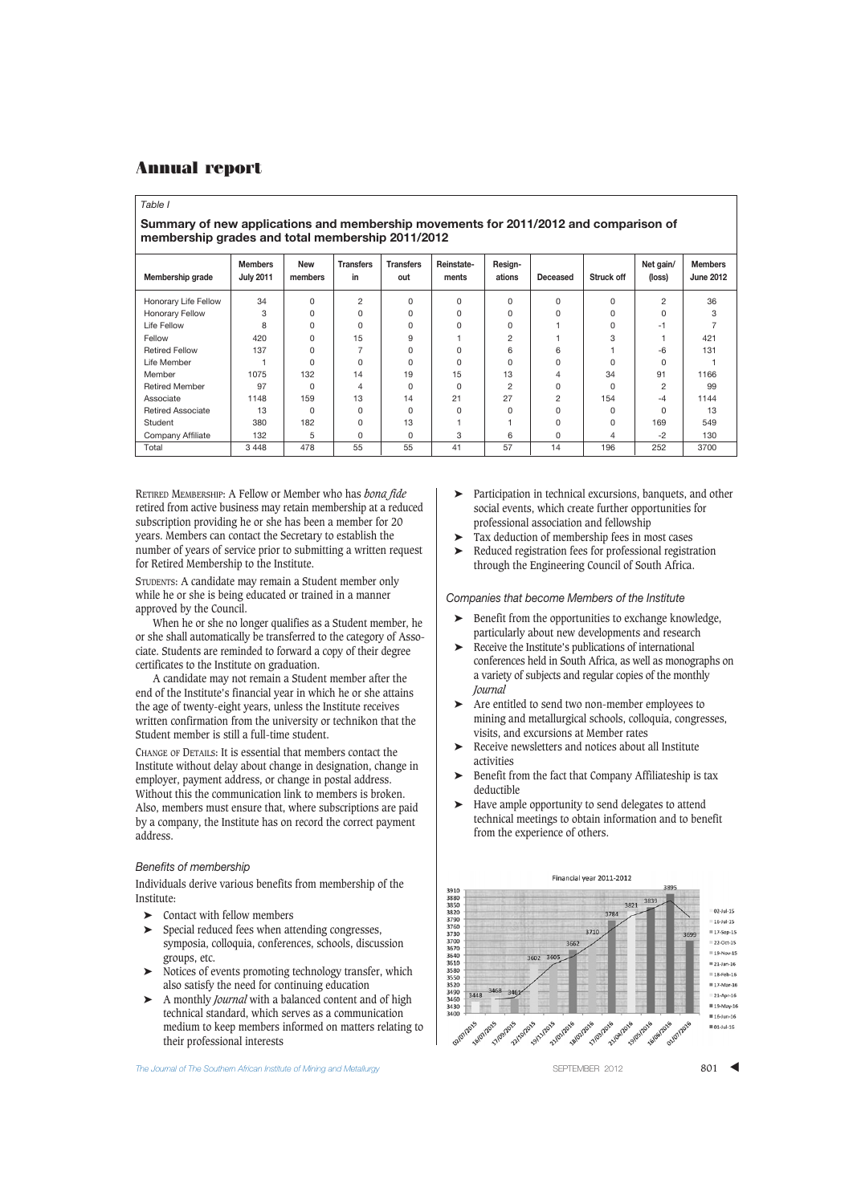# Annual report

*Table I*

**Summary of new applications and membership movements for 2011/2012 and comparison of membership grades and total membership 2011/2012**

| Membership grade | Members July 2011 | New members | Transfers in | Transfers out | Reinstate-ments | Resign-ations | Deceased | Struck off | Net gain/ (loss) | Members June 2012 |
|---|---|---|---|---|---|---|---|---|---|---|
| Honorary Life Fellow | 34 | 0 | 2 | 0 | 0 | 0 | 0 | 0 | 2 | 36 |
| Honorary Fellow | 3 | 0 | 0 | 0 | 0 | 0 | 0 | 0 | 0 | 3 |
| Life Fellow | 8 | 0 | 0 | 0 | 0 | 0 | 1 | 0 | -1 | 7 |
| Fellow | 420 | 0 | 15 | 9 | 1 | 2 | 1 | 3 | 1 | 421 |
| Retired Fellow | 137 | 0 | 7 | 0 | 0 | 6 | 6 | 1 | -6 | 131 |
| Life Member | 1 | 0 | 0 | 0 | 0 | 0 | 0 | 0 | 0 | 1 |
| Member | 1075 | 132 | 14 | 19 | 15 | 13 | 4 | 34 | 91 | 1166 |
| Retired Member | 97 | 0 | 4 | 0 | 0 | 2 | 0 | 0 | 2 | 99 |
| Associate | 1148 | 159 | 13 | 14 | 21 | 27 | 2 | 154 | -4 | 1144 |
| Retired Associate | 13 | 0 | 0 | 0 | 0 | 0 | 0 | 0 | 0 | 13 |
| Student | 380 | 182 | 0 | 13 | 1 | 1 | 0 | 0 | 169 | 549 |
| Company Affiliate | 132 | 5 | 0 | 0 | 3 | 6 | 0 | 4 | -2 | 130 |
| Total | 3 448 | 478 | 55 | 55 | 41 | 57 | 14 | 196 | 252 | 3700 |

RETIRED MEMBERSHIP: A Fellow or Member who has *bona fide* retired from active business may retain membership at a reduced subscription providing he or she has been a member for 20 years. Members can contact the Secretary to establish the number of years of service prior to submitting a written request for Retired Membership to the Institute.

STUDENTS: A candidate may remain a Student member only while he or she is being educated or trained in a manner approved by the Council.

When he or she no longer qualifies as a Student member, he or she shall automatically be transferred to the category of Associate. Students are reminded to forward a copy of their degree certificates to the Institute on graduation.

A candidate may not remain a Student member after the end of the Institute's financial year in which he or she attains the age of twenty-eight years, unless the Institute receives written confirmation from the university or technikon that the Student member is still a full-time student.

CHANGE OF DETAILS: It is essential that members contact the Institute without delay about change in designation, change in employer, payment address, or change in postal address. Without this the communication link to members is broken. Also, members must ensure that, where subscriptions are paid by a company, the Institute has on record the correct payment address.

### *Benefits of membership*

Individuals derive various benefits from membership of the Institute:

- Contact with fellow members
- Special reduced fees when attending congresses, symposia, colloquia, conferences, schools, discussion groups, etc.
- Notices of events promoting technology transfer, which also satisfy the need for continuing education
- A monthly *Journal* with a balanced content and of high technical standard, which serves as a communication medium to keep members informed on matters relating to their professional interests
- Participation in technical excursions, banquets, and other social events, which create further opportunities for professional association and fellowship
- Tax deduction of membership fees in most cases
- Reduced registration fees for professional registration through the Engineering Council of South Africa.

### *Companies that become Members of the Institute*

- Benefit from the opportunities to exchange knowledge, particularly about new developments and research
- Receive the Institute's publications of international conferences held in South Africa, as well as monographs on a variety of subjects and regular copies of the monthly *Journal*
- Are entitled to send two non-member employees to mining and metallurgical schools, colloquia, congresses, visits, and excursions at Member rates
- Receive newsletters and notices about all Institute activities
- Benefit from the fact that Company Affiliateship is tax deductible
- Have ample opportunity to send delegates to attend technical meetings to obtain information and to benefit from the experience of others.

Financial year 2011-2012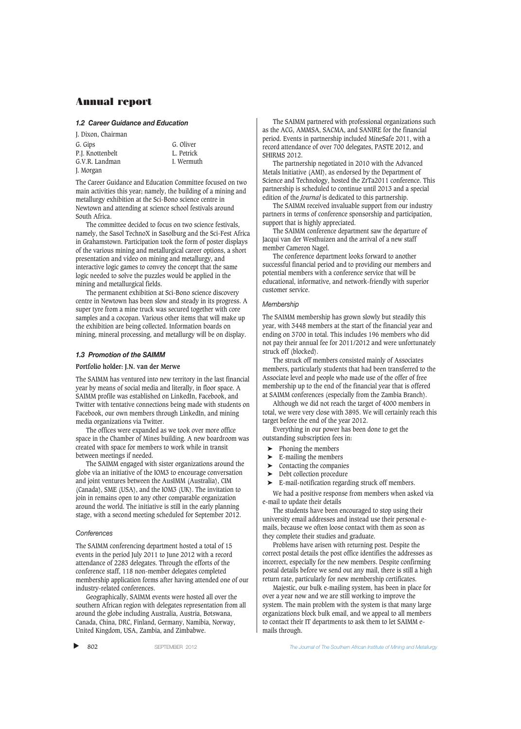# Annual report

### 1.2 Career Guidance and Education

J. Dixon, Chairman

| | |
|---|---|
| G. Gips | G. Oliver |
| P.J. Knottenbelt | L. Petrick |
| G.V.R. Landman | I. Wermuth |
| J. Morgan | |

The Career Guidance and Education Committee focused on two main activities this year; namely, the building of a mining and metallurgy exhibition at the Sci-Bono science centre in Newtown and attending at science school festivals around South Africa.

The committee decided to focus on two science festivals, namely, the Sasol TechnoX in Sasolburg and the Sci-Fest Africa in Grahamstown. Participation took the form of poster displays of the various mining and metallurgical career options, a short presentation and video on mining and metallurgy, and interactive logic games to convey the concept that the same logic needed to solve the puzzles would be applied in the mining and metallurgical fields.

The permanent exhibition at Sci-Bono science discovery centre in Newtown has been slow and steady in its progress. A super tyre from a mine truck was secured together with core samples and a cocopan. Various other items that will make up the exhibition are being collected. Information boards on mining, mineral processing, and metallurgy will be on display.

### 1.3 Promotion of the SAIMM

**Portfolio holder: J.N. van der Merwe**

The SAIMM has ventured into new territory in the last financial year by means of social media and literally, in floor space. A SAIMM profile was established on LinkedIn, Facebook, and Twitter with tentative connections being made with students on Facebook, our own members through LinkedIn, and mining media organizations via Twitter.

The offices were expanded as we took over more office space in the Chamber of Mines building. A new boardroom was created with space for members to work while in transit between meetings if needed.

The SAIMM engaged with sister organizations around the globe via an initiative of the IOM3 to encourage conversation and joint ventures between the AusIMM (Australia), CIM (Canada), SME (USA), and the IOM3 (UK). The invitation to join in remains open to any other comparable organization around the world. The initiative is still in the early planning stage, with a second meeting scheduled for September 2012.

#### *Conferences*

The SAIMM conferencing department hosted a total of 15 events in the period July 2011 to June 2012 with a record attendance of 2283 delegates. Through the efforts of the conference staff, 118 non-member delegates completed membership application forms after having attended one of our industry-related conferences.

Geographically, SAIMM events were hosted all over the southern African region with delegates representation from all around the globe including Australia, Austria, Botswana, Canada, China, DRC, Finland, Germany, Namibia, Norway, United Kingdom, USA, Zambia, and Zimbabwe.

The SAIMM partnered with professional organizations such as the ACG, AMMSA, SACMA, and SANIRE for the financial period. Events in partnership included MineSafe 2011, with a record attendance of over 700 delegates, PASTE 2012, and SHIRMS 2012.

The partnership negotiated in 2010 with the Advanced Metals Initiative (AMI), as endorsed by the Department of Science and Technology, hosted the ZrTa2011 conference. This partnership is scheduled to continue until 2013 and a special edition of the *Journal* is dedicated to this partnership.

The SAIMM received invaluable support from our industry partners in terms of conference sponsorship and participation, support that is highly appreciated.

The SAIMM conference department saw the departure of Jacqui van der Westhuizen and the arrival of a new staff member Cameron Nagel.

The conference department looks forward to another successful financial period and to providing our members and potential members with a conference service that will be educational, informative, and network-friendly with superior customer service.

#### *Membership*

The SAIMM membership has grown slowly but steadily this year, with 3448 members at the start of the financial year and ending on 3700 in total. This includes 196 members who did not pay their annual fee for 2011/2012 and were unfortunately struck off (blocked).

The struck off members consisted mainly of Associates members, particularly students that had been transferred to the Associate level and people who made use of the offer of free membership up to the end of the financial year that is offered at SAIMM conferences (especially from the Zambia Branch).

Although we did not reach the target of 4000 members in total, we were very close with 3895. We will certainly reach this target before the end of the year 2012.

Everything in our power has been done to get the outstanding subscription fees in:

- Phoning the members
- E-mailing the members
- Contacting the companies
- Debt collection procedure
- E-mail-notification regarding struck off members.

We had a positive response from members when asked via e-mail to update their details

The students have been encouraged to stop using their university email addresses and instead use their personal e-mails, because we often loose contact with them as soon as they complete their studies and graduate.

Problems have arisen with returning post. Despite the correct postal details the post office identifies the addresses as incorrect, especially for the new members. Despite confirming postal details before we send out any mail, there is still a high return rate, particularly for new membership certificates.

Majestic, our bulk e-mailing system, has been in place for over a year now and we are still working to improve the system. The main problem with the system is that many large organizations block bulk email, and we appeal to all members to contact their IT departments to ask them to let SAIMM e-mails through.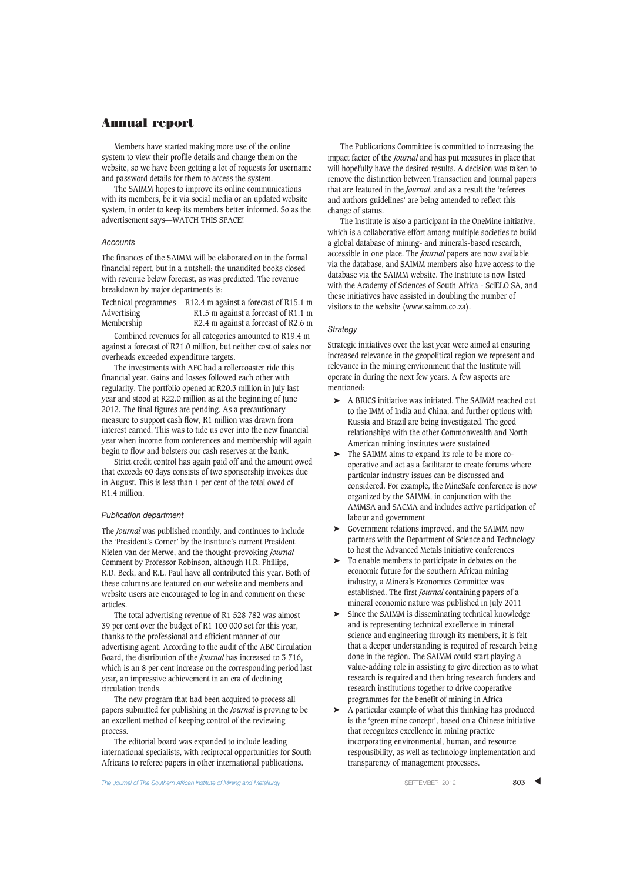# Annual report

Members have started making more use of the online system to view their profile details and change them on the website, so we have been getting a lot of requests for username and password details for them to access the system.

The SAIMM hopes to improve its online communications with its members, be it via social media or an updated website system, in order to keep its members better informed. So as the advertisement says—WATCH THIS SPACE!

### *Accounts*

The finances of the SAIMM will be elaborated on in the formal financial report, but in a nutshell: the unaudited books closed with revenue below forecast, as was predicted. The revenue breakdown by major departments is:

| | |
|---|---|
| Technical programmes | R12.4 m against a forecast of R15.1 m |
| Advertising | R1.5 m against a forecast of R1.1 m |
| Membership | R2.4 m against a forecast of R2.6 m |

Combined revenues for all categories amounted to R19.4 m against a forecast of R21.0 million, but neither cost of sales nor overheads exceeded expenditure targets.

The investments with AFC had a rollercoaster ride this financial year. Gains and losses followed each other with regularity. The portfolio opened at R20.3 million in July last year and stood at R22.0 million as at the beginning of June 2012. The final figures are pending. As a precautionary measure to support cash flow, R1 million was drawn from interest earned. This was to tide us over into the new financial year when income from conferences and membership will again begin to flow and bolsters our cash reserves at the bank.

Strict credit control has again paid off and the amount owed that exceeds 60 days consists of two sponsorship invoices due in August. This is less than 1 per cent of the total owed of R1.4 million.

### *Publication department*

The *Journal* was published monthly, and continues to include the 'President's Corner' by the Institute's current President Nielen van der Merwe, and the thought-provoking *Journal* Comment by Professor Robinson, although H.R. Phillips, R.D. Beck, and R.L. Paul have all contributed this year. Both of these columns are featured on our website and members and website users are encouraged to log in and comment on these articles.

The total advertising revenue of R1 528 782 was almost 39 per cent over the budget of R1 100 000 set for this year, thanks to the professional and efficient manner of our advertising agent. According to the audit of the ABC Circulation Board, the distribution of the *Journal* has increased to 3 716, which is an 8 per cent increase on the corresponding period last year, an impressive achievement in an era of declining circulation trends.

The new program that had been acquired to process all papers submitted for publishing in the *Journal* is proving to be an excellent method of keeping control of the reviewing process.

The editorial board was expanded to include leading international specialists, with reciprocal opportunities for South Africans to referee papers in other international publications.

The Publications Committee is committed to increasing the impact factor of the *Journal* and has put measures in place that will hopefully have the desired results. A decision was taken to remove the distinction between Transaction and Journal papers that are featured in the *Journal*, and as a result the 'referees and authors guidelines' are being amended to reflect this change of status.

The Institute is also a participant in the OneMine initiative, which is a collaborative effort among multiple societies to build a global database of mining- and minerals-based research, accessible in one place. The *Journal* papers are now available via the database, and SAIMM members also have access to the database via the SAIMM website. The Institute is now listed with the Academy of Sciences of South Africa - SciELO SA, and these initiatives have assisted in doubling the number of visitors to the website (www.saimm.co.za).

### *Strategy*

Strategic initiatives over the last year were aimed at ensuring increased relevance in the geopolitical region we represent and relevance in the mining environment that the Institute will operate in during the next few years. A few aspects are mentioned:

- A BRICS initiative was initiated. The SAIMM reached out to the IMM of India and China, and further options with Russia and Brazil are being investigated. The good relationships with the other Commonwealth and North American mining institutes were sustained
- The SAIMM aims to expand its role to be more co-operative and act as a facilitator to create forums where particular industry issues can be discussed and considered. For example, the MineSafe conference is now organized by the SAIMM, in conjunction with the AMMSA and SACMA and includes active participation of labour and government
- Government relations improved, and the SAIMM now partners with the Department of Science and Technology to host the Advanced Metals Initiative conferences
- To enable members to participate in debates on the economic future for the southern African mining industry, a Minerals Economics Committee was established. The first *Journal* containing papers of a mineral economic nature was published in July 2011
- Since the SAIMM is disseminating technical knowledge and is representing technical excellence in mineral science and engineering through its members, it is felt that a deeper understanding is required of research being done in the region. The SAIMM could start playing a value-adding role in assisting to give direction as to what research is required and then bring research funders and research institutions together to drive cooperative programmes for the benefit of mining in Africa
- A particular example of what this thinking has produced is the 'green mine concept', based on a Chinese initiative that recognizes excellence in mining practice incorporating environmental, human, and resource responsibility, as well as technology implementation and transparency of management processes.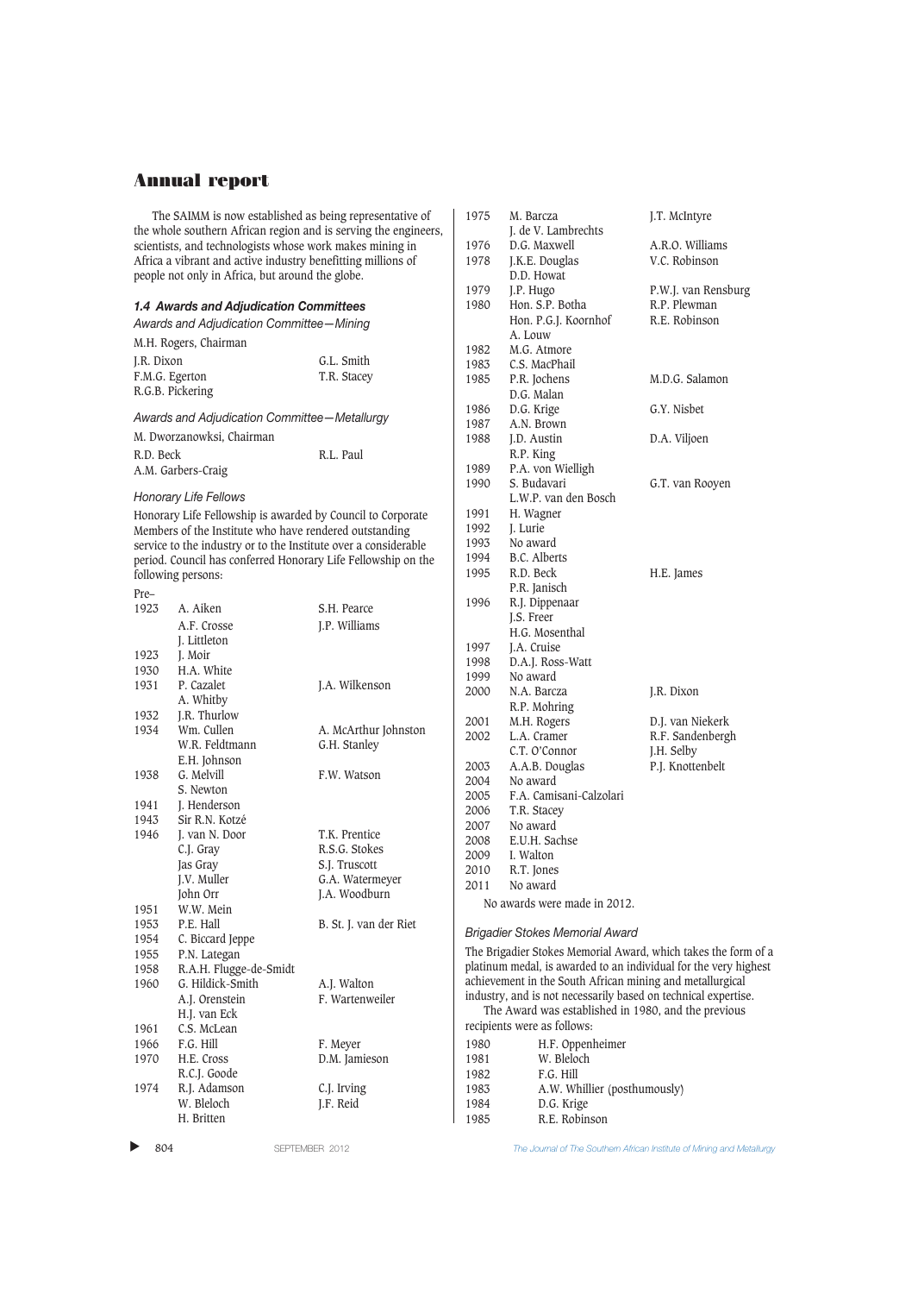The SAIMM is now established as being representative of the whole southern African region and is serving the engineers, scientists, and technologists whose work makes mining in Africa a vibrant and active industry benefitting millions of people not only in Africa, but around the globe.

### *1.4 Awards and Adjudication Committees*

*Awards and Adjudication Committee—Mining*

M.H. Rogers, Chairman

J.R. Dixon, G.L. Smith, F.M.G. Egerton, T.R. Stacey, R.G.B. Pickering

*Awards and Adjudication Committee—Metallurgy*

M. Dworzanowksi, Chairman

R.D. Beck, R.L. Paul, A.M. Garbers-Craig

*Honorary Life Fellows*

Honorary Life Fellowship is awarded by Council to Corporate Members of the Institute who have rendered outstanding service to the industry or to the Institute over a considerable period. Council has conferred Honorary Life Fellowship on the following persons:

| Year | | |
|---|---|---|
| Pre–1923 | A. Aiken | S.H. Pearce |
| | A.F. Crosse | J.P. Williams |
| | J. Littleton | |
| 1923 | J. Moir | |
| 1930 | H.A. White | |
| 1931 | P. Cazalet | J.A. Wilkenson |
| | A. Whitby | |
| 1932 | J.R. Thurlow | |
| 1934 | Wm. Cullen | A. McArthur Johnston |
| | W.R. Feldtmann | G.H. Stanley |
| | E.H. Johnson | |
| 1938 | G. Melvill | F.W. Watson |
| | S. Newton | |
| 1941 | J. Henderson | |
| 1943 | Sir R.N. Kotzé | |
| 1946 | J. van N. Door | T.K. Prentice |
| | C.J. Gray | R.S.G. Stokes |
| | Jas Gray | S.J. Truscott |
| | J.V. Muller | G.A. Watermeyer |
| | John Orr | J.A. Woodburn |
| 1951 | W.W. Mein | |
| 1953 | P.E. Hall | B. St. J. van der Riet |
| 1954 | C. Biccard Jeppe | |
| 1955 | P.N. Lategan | |
| 1958 | R.A.H. Flugge-de-Smidt | |
| 1960 | G. Hildick-Smith | A.J. Walton |
| | A.J. Orenstein | F. Wartenweiler |
| | H.J. van Eck | |
| 1961 | C.S. McLean | |
| 1966 | F.G. Hill | F. Meyer |
| 1970 | H.E. Cross | D.M. Jamieson |
| | R.C.J. Goode | |
| 1974 | R.J. Adamson | C.J. Irving |
| | W. Bleloch | J.F. Reid |
| | H. Britten | |
| 1975 | M. Barcza | J.T. McIntyre |
| | J. de V. Lambrechts | |
| 1976 | D.G. Maxwell | A.R.O. Williams |
| 1978 | J.K.E. Douglas | V.C. Robinson |
| | D.D. Howat | |
| 1979 | J.P. Hugo | P.W.J. van Rensburg |
| 1980 | Hon. S.P. Botha | R.P. Plewman |
| | Hon. P.G.J. Koornhof | R.E. Robinson |
| | A. Louw | |
| 1982 | M.G. Atmore | |
| 1983 | C.S. MacPhail | |
| 1985 | P.R. Jochens | M.D.G. Salamon |
| | D.G. Malan | |
| 1986 | D.G. Krige | G.Y. Nisbet |
| 1987 | A.N. Brown | |
| 1988 | J.D. Austin | D.A. Viljoen |
| | R.P. King | |
| 1989 | P.A. von Wielligh | |
| 1990 | S. Budavari | G.T. van Rooyen |
| | L.W.P. van den Bosch | |
| 1991 | H. Wagner | |
| 1992 | J. Lurie | |
| 1993 | No award | |
| 1994 | B.C. Alberts | |
| 1995 | R.D. Beck | H.E. James |
| | P.R. Janisch | |
| 1996 | R.J. Dippenaar | |
| | J.S. Freer | |
| | H.G. Mosenthal | |
| 1997 | J.A. Cruise | |
| 1998 | D.A.J. Ross-Watt | |
| 1999 | No award | |
| 2000 | N.A. Barcza | J.R. Dixon |
| | R.P. Mohring | |
| 2001 | M.H. Rogers | D.J. van Niekerk |
| 2002 | L.A. Cramer | R.F. Sandenbergh |
| | C.T. O'Connor | J.H. Selby |
| 2003 | A.A.B. Douglas | P.J. Knottenbelt |
| 2004 | No award | |
| 2005 | F.A. Camisani-Calzolari | |
| 2006 | T.R. Stacey | |
| 2007 | No award | |
| 2008 | E.U.H. Sachse | |
| 2009 | I. Walton | |
| 2010 | R.T. Jones | |
| 2011 | No award | |

No awards were made in 2012.

*Brigadier Stokes Memorial Award*

The Brigadier Stokes Memorial Award, which takes the form of a platinum medal, is awarded to an individual for the very highest achievement in the South African mining and metallurgical industry, and is not necessarily based on technical expertise.

The Award was established in 1980, and the previous recipients were as follows:

| Year | Recipient |
|---|---|
| 1980 | H.F. Oppenheimer |
| 1981 | W. Bleloch |
| 1982 | F.G. Hill |
| 1983 | A.W. Whillier (posthumously) |
| 1984 | D.G. Krige |
| 1985 | R.E. Robinson |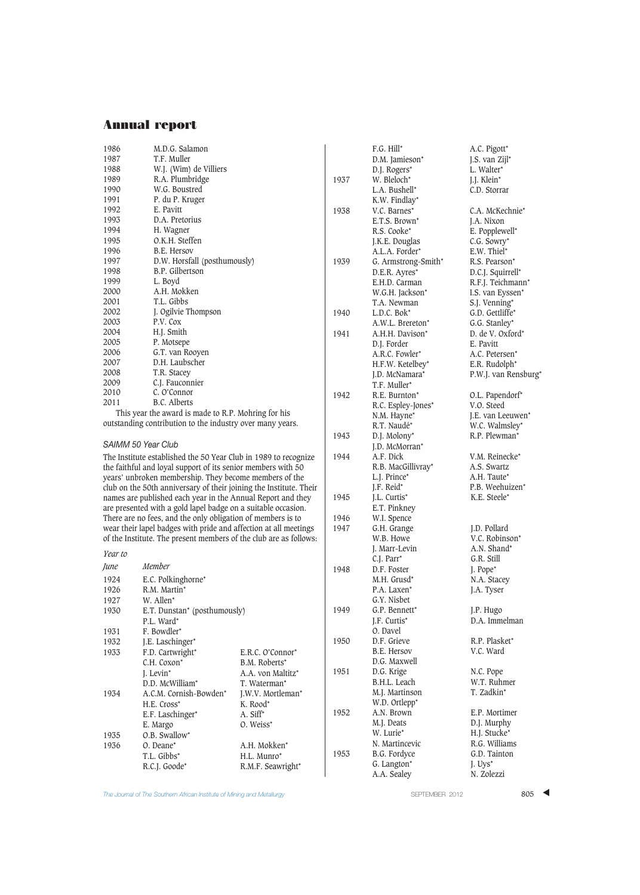## Annual report

| | |
|---|---|
| 1986 | M.D.G. Salamon |
| 1987 | T.F. Muller |
| 1988 | W.J. (Wim) de Villiers |
| 1989 | R.A. Plumbridge |
| 1990 | W.G. Boustred |
| 1991 | P. du P. Kruger |
| 1992 | E. Pavitt |
| 1993 | D.A. Pretorius |
| 1994 | H. Wagner |
| 1995 | O.K.H. Steffen |
| 1996 | B.E. Hersov |
| 1997 | D.W. Horsfall (posthumously) |
| 1998 | B.P. Gilbertson |
| 1999 | L. Boyd |
| 2000 | A.H. Mokken |
| 2001 | T.L. Gibbs |
| 2002 | J. Ogilvie Thompson |
| 2003 | P.V. Cox |
| 2004 | H.J. Smith |
| 2005 | P. Motsepe |
| 2006 | G.T. van Rooyen |
| 2007 | D.H. Laubscher |
| 2008 | T.R. Stacey |
| 2009 | C.J. Fauconnier |
| 2010 | C. O'Connor |
| 2011 | B.C. Alberts |

This year the award is made to R.P. Mohring for his outstanding contribution to the industry over many years.

### SAIMM 50 Year Club

The Institute established the 50 Year Club in 1989 to recognize the faithful and loyal support of its senior members with 50 years' unbroken membership. They become members of the club on the 50th anniversary of their joining the Institute. Their names are published each year in the Annual Report and they are presented with a gold lapel badge on a suitable occasion. There are no fees, and the only obligation of members is to wear their lapel badges with pride and affection at all meetings of the Institute. The present members of the club are as follows:

| *Year to June* | *Member* | |
|---|---|---|
| 1924 | E.C. Polkinghorne* | |
| 1926 | R.M. Martin* | |
| 1927 | W. Allen* | |
| 1930 | E.T. Dunstan* (posthumously) | |
| | P.L. Ward* | |
| 1931 | F. Bowdler* | |
| 1932 | J.E. Laschinger* | |
| 1933 | F.D. Cartwright* | E.R.C. O'Connor* |
| | C.H. Coxon* | B.M. Roberts* |
| | J. Levin* | A.A. von Maltitz* |
| | D.D. McWilliam* | T. Waterman* |
| 1934 | A.C.M. Cornish-Bowden* | J.W.V. Mortleman* |
| | H.E. Cross* | K. Rood* |
| | E.F. Laschinger* | A. Siff* |
| | E. Margo | O. Weiss* |
| 1935 | O.B. Swallow* | |
| 1936 | O. Deane* | A.H. Mokken* |
| | T.L. Gibbs* | H.L. Munro* |
| | R.C.J. Goode* | R.M.F. Seawright* |
| | F.G. Hill* | A.C. Pigott* |
| | D.M. Jamieson* | J.S. van Zijl* |
| | D.J. Rogers* | L. Walter* |
| 1937 | W. Bleloch* | J.J. Klein* |
| | L.A. Bushell* | C.D. Storrar |
| | K.W. Findlay* | |
| 1938 | V.C. Barnes* | C.A. McKechnie* |
| | E.T.S. Brown* | J.A. Nixon |
| | R.S. Cooke* | E. Popplewell* |
| | J.K.E. Douglas | C.G. Sowry* |
| | A.L.A. Forder* | E.W. Thiel* |
| 1939 | G. Armstrong-Smith* | R.S. Pearson* |
| | D.E.R. Ayres* | D.C.J. Squirrell* |
| | E.H.D. Carman | R.F.J. Teichmann* |
| | W.G.H. Jackson* | I.S. van Eyssen* |
| | T.A. Newman | S.J. Venning* |
| 1940 | L.D.C. Bok* | G.D. Gettliffe* |
| | A.W.L. Brereton* | G.G. Stanley* |
| 1941 | A.H.H. Davison* | D. de V. Oxford* |
| | D.J. Forder | E. Pavitt |
| | A.R.C. Fowler* | A.C. Petersen* |
| | H.F.W. Ketelbey* | E.R. Rudolph* |
| | J.D. McNamara* | P.W.J. van Rensburg* |
| | T.F. Muller* | |
| 1942 | R.E. Burnton* | O.L. Papendorf* |
| | R.C. Espley-Jones* | V.O. Steed |
| | N.M. Hayne* | J.E. van Leeuwen* |
| | R.T. Naudé* | W.C. Walmsley* |
| 1943 | D.J. Molony* | R.P. Plewman* |
| | J.D. McMorran* | |
| 1944 | A.F. Dick | V.M. Reinecke* |
| | R.B. MacGillivray* | A.S. Swartz |
| | L.J. Prince* | A.H. Taute* |
| | J.F. Reid* | P.B. Weehuizen* |
| 1945 | J.L. Curtis* | K.E. Steele* |
| | E.T. Pinkney | |
| 1946 | W.I. Spence | |
| 1947 | G.H. Grange | J.D. Pollard |
| | W.B. Howe | V.C. Robinson* |
| | J. Marr-Levin | A.N. Shand* |
| | C.J. Parr* | G.R. Still |
| 1948 | D.F. Foster | J. Pope* |
| | M.H. Grusd* | N.A. Stacey |
| | P.A. Laxen* | J.A. Tyser |
| | G.Y. Nisbet | |
| 1949 | G.P. Bennett* | J.P. Hugo |
| | J.F. Curtis* | D.A. Immelman |
| | O. Davel | |
| 1950 | D.F. Grieve | R.P. Plasket* |
| | B.E. Hersov | V.C. Ward |
| | D.G. Maxwell | |
| 1951 | D.G. Krige | N.C. Pope |
| | B.H.L. Leach | W.T. Ruhmer |
| | M.J. Martinson | T. Zadkin* |
| | W.D. Ortlepp* | |
| 1952 | A.N. Brown | E.P. Mortimer |
| | M.J. Deats | D.J. Murphy |
| | W. Lurie* | H.J. Stucke* |
| | N. Martincevic | R.G. Williams |
| 1953 | B.G. Fordyce | G.D. Tainton |
| | G. Langton* | J. Uys* |
| | A.A. Sealey | N. Zolezzi |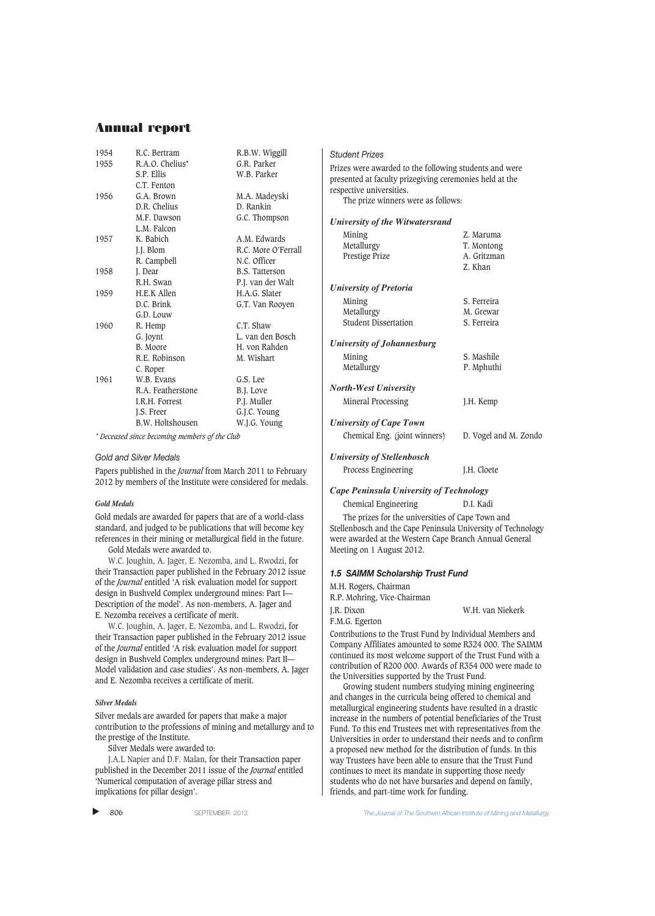| | | |
|---|---|---|
| 1954 | R.C. Bertram | R.B.W. Wiggill |
| 1955 | R.A.O. Chelius* | G.R. Parker |
| | S.P. Ellis | W.B. Parker |
| | C.T. Fenton | |
| 1956 | G.A. Brown | M.A. Madeyski |
| | D.R. Chelius | D. Rankin |
| | M.F. Dawson | G.C. Thompson |
| | L.M. Falcon | |
| 1957 | K. Babich | A.M. Edwards |
| | J.J. Blom | R.C. More O'Ferrall |
| | R. Campbell | N.C. Officer |
| 1958 | J. Dear | B.S. Tatterson |
| | R.H. Swan | P.J. van der Walt |
| 1959 | H.E.K Allen | H.A.G. Slater |
| | D.C. Brink | G.T. Van Rooyen |
| | G.D. Louw | |
| 1960 | R. Hemp | C.T. Shaw |
| | G. Joynt | L. van den Bosch |
| | B. Moore | H. von Rahden |
| | R.E. Robinson | M. Wishart |
| | C. Roper | |
| 1961 | W.B. Evans | G.S. Lee |
| | R.A. Featherstone | B.J. Love |
| | I.R.H. Forrest | P.J. Muller |
| | J.S. Freer | G.J.C. Young |
| | B.W. Holtshousen | W.J.G. Young |

*\* Deceased since becoming members of the Club*

### Gold and Silver Medals

Papers published in the *Journal* from March 2011 to February 2012 by members of the Institute were considered for medals.

#### *Gold Medals*

Gold medals are awarded for papers that are of a world-class standard, and judged to be publications that will become key references in their mining or metallurgical field in the future.

Gold Medals were awarded to.

W.C. Joughin, A. Jager, E. Nezomba, and L. Rwodzi, for their Transaction paper published in the February 2012 issue of the *Journal* entitled 'A risk evaluation model for support design in Bushveld Complex underground mines: Part I—Description of the model'. As non-members, A. Jager and E. Nezomba receives a certificate of merit.

W.C. Joughin, A. Jager, E. Nezomba, and L. Rwodzi, for their Transaction paper published in the February 2012 issue of the *Journal* entitled 'A risk evaluation model for support design in Bushveld Complex underground mines: Part II—Model validation and case studies'. As non-members, A. Jager and E. Nezomba receives a certificate of merit.

#### *Silver Medals*

Silver medals are awarded for papers that make a major contribution to the professions of mining and metallurgy and to the prestige of the Institute.

Silver Medals were awarded to:

J.A.L Napier and D.F. Malan, for their Transaction paper published in the December 2011 issue of the *Journal* entitled 'Numerical computation of average pillar stress and implications for pillar design'.

### Student Prizes

Prizes were awarded to the following students and were presented at faculty prizegiving ceremonies held at the respective universities.

The prize winners were as follows:

***University of the Witwatersrand***

| | |
|---|---|
| Mining | Z. Maruma |
| Metallurgy | T. Montong |
| Prestige Prize | A. Gritzman |
| | Z. Khan |

***University of Pretoria***

| | |
|---|---|
| Mining | S. Ferreira |
| Metallurgy | M. Grewar |
| Student Dissertation | S. Ferreira |

***University of Johannesburg***

| | |
|---|---|
| Mining | S. Mashile |
| Metallurgy | P. Mphuthi |

***North-West University***

| | |
|---|---|
| Mineral Processing | J.H. Kemp |

***University of Cape Town***

| | |
|---|---|
| Chemical Eng. (joint winners) | D. Vogel and M. Zondo |

***University of Stellenbosch***

| | |
|---|---|
| Process Engineering | J.H. Cloete |

***Cape Peninsula University of Technology***

| | |
|---|---|
| Chemical Engineering | D.I. Kadi |

The prizes for the universities of Cape Town and Stellenbosch and the Cape Peninsula University of Technology were awarded at the Western Cape Branch Annual General Meeting on 1 August 2012.

### *1.5 SAIMM Scholarship Trust Fund*

M.H. Rogers, Chairman
R.P. Mohring, Vice-Chairman
J.R. Dixon — W.H. van Niekerk
F.M.G. Egerton

Contributions to the Trust Fund by Individual Members and Company Affiliates amounted to some R324 000. The SAIMM continued its most welcome support of the Trust Fund with a contribution of R200 000. Awards of R354 000 were made to the Universities supported by the Trust Fund.

Growing student numbers studying mining engineering and changes in the curricula being offered to chemical and metallurgical engineering students have resulted in a drastic increase in the numbers of potential beneficiaries of the Trust Fund. To this end Trustees met with representatives from the Universities in order to understand their needs and to confirm a proposed new method for the distribution of funds. In this way Trustees have been able to ensure that the Trust Fund continues to meet its mandate in supporting those needy students who do not have bursaries and depend on family, friends, and part-time work for funding.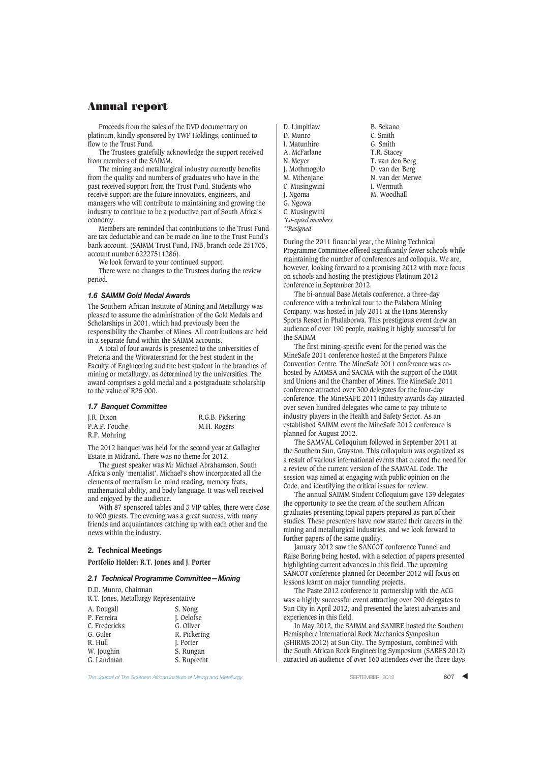# Annual report

Proceeds from the sales of the DVD documentary on platinum, kindly sponsored by TWP Holdings, continued to flow to the Trust Fund.

The Trustees gratefully acknowledge the support received from members of the SAIMM.

The mining and metallurgical industry currently benefits from the quality and numbers of graduates who have in the past received support from the Trust Fund. Students who receive support are the future innovators, engineers, and managers who will contribute to maintaining and growing the industry to continue to be a productive part of South Africa's economy.

Members are reminded that contributions to the Trust Fund are tax deductable and can be made on line to the Trust Fund's bank account. (SAIMM Trust Fund, FNB, branch code 251705, account number 62227511286).

We look forward to your continued support.

There were no changes to the Trustees during the review period.

### *1.6 SAIMM Gold Medal Awards*

The Southern African Institute of Mining and Metallurgy was pleased to assume the administration of the Gold Medals and Scholarships in 2001, which had previously been the responsibility the Chamber of Mines. All contributions are held in a separate fund within the SAIMM accounts.

A total of four awards is presented to the universities of Pretoria and the Witwatersrand for the best student in the Faculty of Engineering and the best student in the branches of mining or metallurgy, as determined by the universities. The award comprises a gold medal and a postgraduate scholarship to the value of R25 000.

### *1.7 Banquet Committee*

J.R. Dixon
P.A.P. Fouche
R.P. Mohring
R.G.B. Pickering
M.H. Rogers

The 2012 banquet was held for the second year at Gallagher Estate in Midrand. There was no theme for 2012.

The guest speaker was Mr Michael Abrahamson, South Africa's only 'mentalist'. Michael's show incorporated all the elements of mentalism i.e. mind reading, memory feats, mathematical ability, and body language. It was well received and enjoyed by the audience.

With 87 sponsored tables and 3 VIP tables, there were close to 900 guests. The evening was a great success, with many friends and acquaintances catching up with each other and the news within the industry.

## 2. Technical Meetings

**Portfolio Holder: R.T. Jones and J. Porter**

### *2.1 Technical Programme Committee—Mining*

D.D. Munro, Chairman
R.T. Jones, Metallurgy Representative

A. Dougall
P. Ferreira
C. Fredericks
G. Guler
R. Hull
W. Joughin
G. Landman
S. Nong
J. Oelofse
G. Oliver
R. Pickering
J. Porter
S. Rungan
S. Ruprecht
D. Limpitlaw
D. Munro
I. Matunhire
A. McFarlane
N. Meyer
J. Mothmogolo
M. Mthenjane
C. Musingwini
J. Ngoma
G. Ngowa
C. Musingwini
B. Sekano
C. Smith
G. Smith
T.R. Stacey
T. van den Berg
D. van der Berg
N. van der Merwe
I. Wermuth
M. Woodhall

*\*Co-opted members*
*\*\*Resigned*

During the 2011 financial year, the Mining Technical Programme Committee offered significantly fewer schools while maintaining the number of conferences and colloquia. We are, however, looking forward to a promising 2012 with more focus on schools and hosting the prestigious Platinum 2012 conference in September 2012.

The bi-annual Base Metals conference, a three-day conference with a technical tour to the Palabora Mining Company, was hosted in July 2011 at the Hans Merensky Sports Resort in Phalaborwa. This prestigious event drew an audience of over 190 people, making it highly successful for the SAIMM

The first mining-specific event for the period was the MineSafe 2011 conference hosted at the Emperors Palace Convention Centre. The MineSafe 2011 conference was co-hosted by AMMSA and SACMA with the support of the DMR and Unions and the Chamber of Mines. The MineSafe 2011 conference attracted over 300 delegates for the four-day conference. The MineSAFE 2011 Industry awards day attracted over seven hundred delegates who came to pay tribute to industry players in the Health and Safety Sector. As an established SAIMM event the MineSafe 2012 conference is planned for August 2012.

The SAMVAL Colloquium followed in September 2011 at the Southern Sun, Grayston. This colloquium was organized as a result of various international events that created the need for a review of the current version of the SAMVAL Code. The session was aimed at engaging with public opinion on the Code, and identifying the critical issues for review.

The annual SAIMM Student Colloquium gave 139 delegates the opportunity to see the cream of the southern African graduates presenting topical papers prepared as part of their studies. These presenters have now started their careers in the mining and metallurgical industries, and we look forward to further papers of the same quality.

January 2012 saw the SANCOT conference Tunnel and Raise Boring being hosted, with a selection of papers presented highlighting current advances in this field. The upcoming SANCOT conference planned for December 2012 will focus on lessons learnt on major tunneling projects.

The Paste 2012 conference in partnership with the ACG was a highly successful event attracting over 290 delegates to Sun City in April 2012, and presented the latest advances and experiences in this field.

In May 2012, the SAIMM and SANIRE hosted the Southern Hemisphere International Rock Mechanics Symposium (SHIRMS 2012) at Sun City. The Symposium, combined with the South African Rock Engineering Symposium (SARES 2012) attracted an audience of over 160 attendees over the three days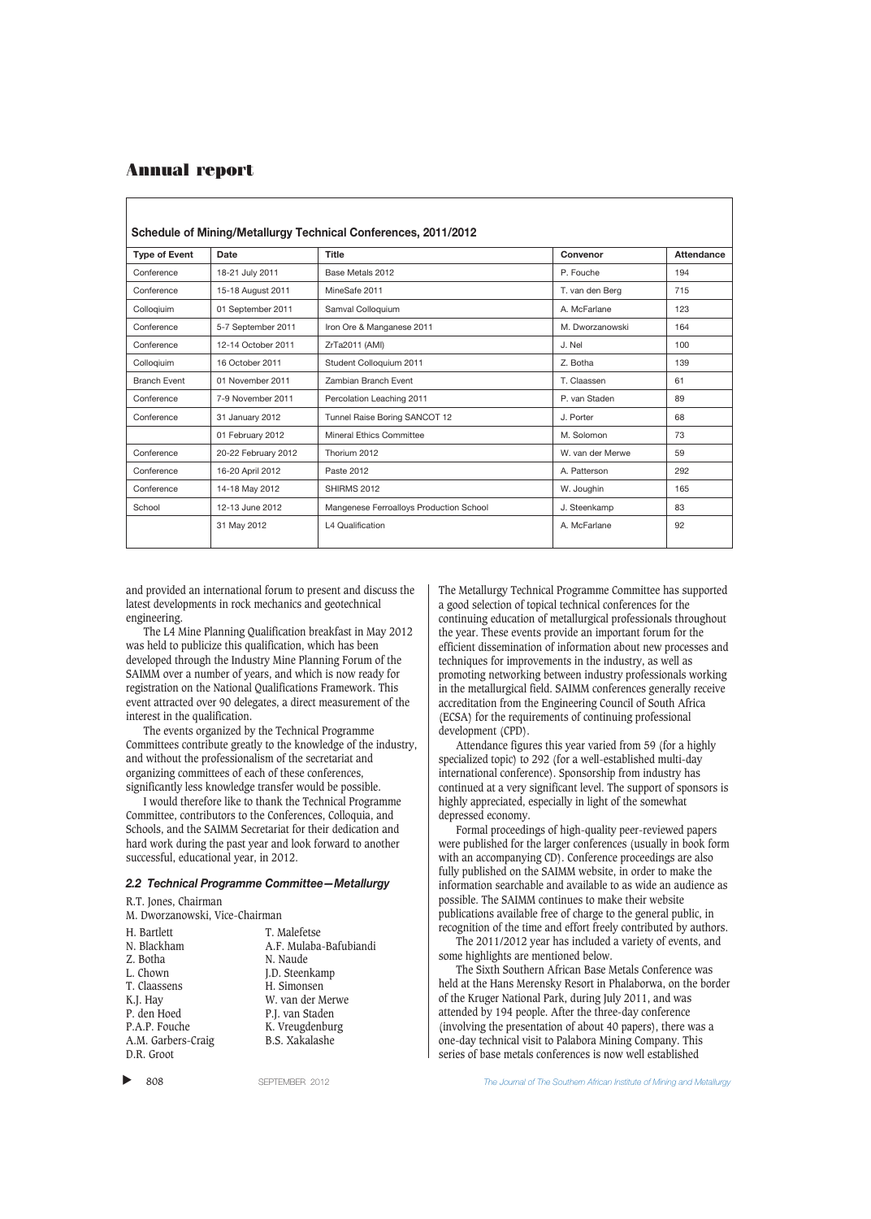**Schedule of Mining/Metallurgy Technical Conferences, 2011/2012**

| Type of Event | Date | Title | Convenor | Attendance |
|---|---|---|---|---|
| Conference | 18-21 July 2011 | Base Metals 2012 | P. Fouche | 194 |
| Conference | 15-18 August 2011 | MineSafe 2011 | T. van den Berg | 715 |
| Colloqiuim | 01 September 2011 | Samval Colloquium | A. McFarlane | 123 |
| Conference | 5-7 September 2011 | Iron Ore & Manganese 2011 | M. Dworzanowski | 164 |
| Conference | 12-14 October 2011 | ZrTa2011 (AMI) | J. Nel | 100 |
| Colloqiuim | 16 October 2011 | Student Colloquium 2011 | Z. Botha | 139 |
| Branch Event | 01 November 2011 | Zambian Branch Event | T. Claassen | 61 |
| Conference | 7-9 November 2011 | Percolation Leaching 2011 | P. van Staden | 89 |
| Conference | 31 January 2012 | Tunnel Raise Boring SANCOT 12 | J. Porter | 68 |
| | 01 February 2012 | Mineral Ethics Committee | M. Solomon | 73 |
| Conference | 20-22 February 2012 | Thorium 2012 | W. van der Merwe | 59 |
| Conference | 16-20 April 2012 | Paste 2012 | A. Patterson | 292 |
| Conference | 14-18 May 2012 | SHIRMS 2012 | W. Joughin | 165 |
| School | 12-13 June 2012 | Mangenese Ferroalloys Production School | J. Steenkamp | 83 |
| | 31 May 2012 | L4 Qualification | A. McFarlane | 92 |

and provided an international forum to present and discuss the latest developments in rock mechanics and geotechnical engineering.

The L4 Mine Planning Qualification breakfast in May 2012 was held to publicize this qualification, which has been developed through the Industry Mine Planning Forum of the SAIMM over a number of years, and which is now ready for registration on the National Qualifications Framework. This event attracted over 90 delegates, a direct measurement of the interest in the qualification.

The events organized by the Technical Programme Committees contribute greatly to the knowledge of the industry, and without the professionalism of the secretariat and organizing committees of each of these conferences, significantly less knowledge transfer would be possible.

I would therefore like to thank the Technical Programme Committee, contributors to the Conferences, Colloquia, and Schools, and the SAIMM Secretariat for their dedication and hard work during the past year and look forward to another successful, educational year, in 2012.

### *2.2 Technical Programme Committee—Metallurgy*

R.T. Jones, Chairman
M. Dworzanowski, Vice-Chairman

H. Bartlett
N. Blackham
Z. Botha
L. Chown
T. Claassens
K.J. Hay
P. den Hoed
P.A.P. Fouche
A.M. Garbers-Craig
D.R. Groot
T. Malefetse
A.F. Mulaba-Bafubiandi
N. Naude
J.D. Steenkamp
H. Simonsen
W. van der Merwe
P.J. van Staden
K. Vreugdenburg
B.S. Xakalashe

The Metallurgy Technical Programme Committee has supported a good selection of topical technical conferences for the continuing education of metallurgical professionals throughout the year. These events provide an important forum for the efficient dissemination of information about new processes and techniques for improvements in the industry, as well as promoting networking between industry professionals working in the metallurgical field. SAIMM conferences generally receive accreditation from the Engineering Council of South Africa (ECSA) for the requirements of continuing professional development (CPD).

Attendance figures this year varied from 59 (for a highly specialized topic) to 292 (for a well-established multi-day international conference). Sponsorship from industry has continued at a very significant level. The support of sponsors is highly appreciated, especially in light of the somewhat depressed economy.

Formal proceedings of high-quality peer-reviewed papers were published for the larger conferences (usually in book form with an accompanying CD). Conference proceedings are also fully published on the SAIMM website, in order to make the information searchable and available to as wide an audience as possible. The SAIMM continues to make their website publications available free of charge to the general public, in recognition of the time and effort freely contributed by authors.

The 2011/2012 year has included a variety of events, and some highlights are mentioned below.

The Sixth Southern African Base Metals Conference was held at the Hans Merensky Resort in Phalaborwa, on the border of the Kruger National Park, during July 2011, and was attended by 194 people. After the three-day conference (involving the presentation of about 40 papers), there was a one-day technical visit to Palabora Mining Company. This series of base metals conferences is now well established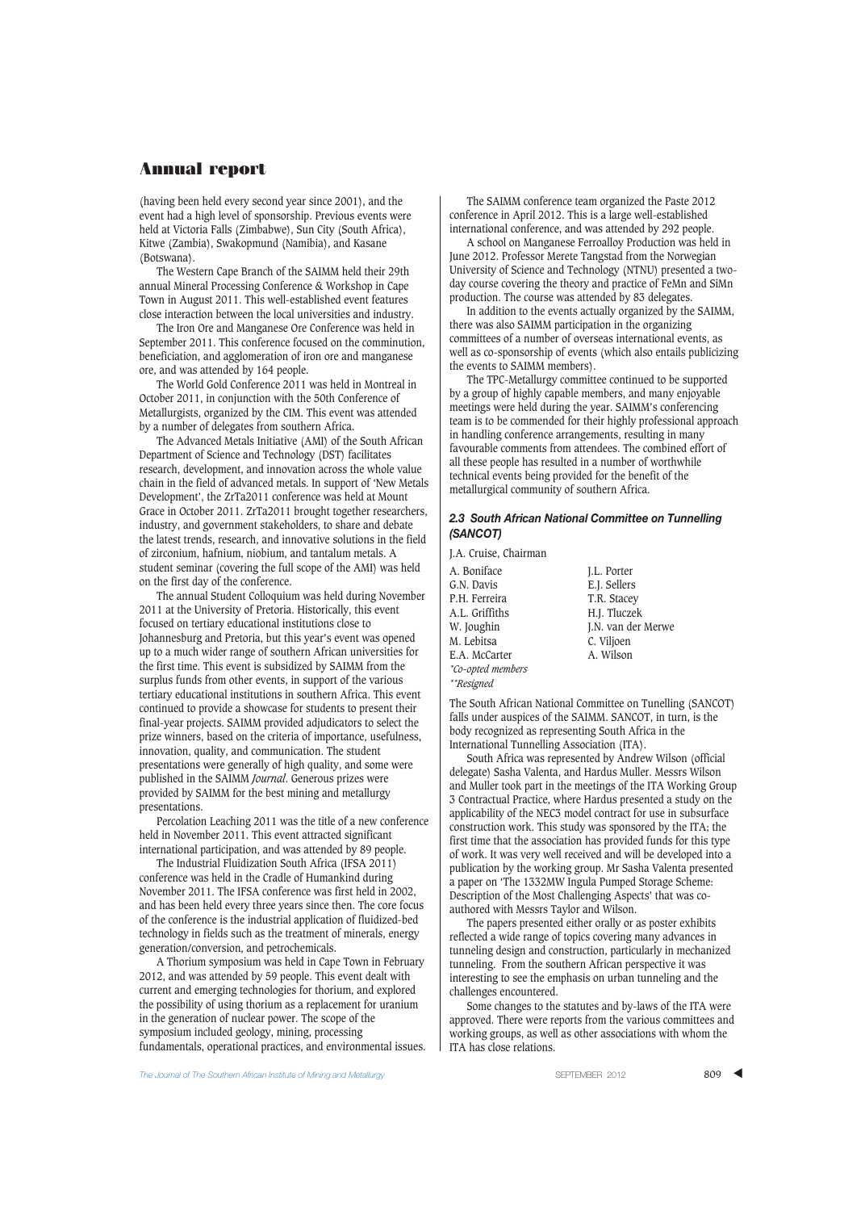(having been held every second year since 2001), and the event had a high level of sponsorship. Previous events were held at Victoria Falls (Zimbabwe), Sun City (South Africa), Kitwe (Zambia), Swakopmund (Namibia), and Kasane (Botswana).

The Western Cape Branch of the SAIMM held their 29th annual Mineral Processing Conference & Workshop in Cape Town in August 2011. This well-established event features close interaction between the local universities and industry.

The Iron Ore and Manganese Ore Conference was held in September 2011. This conference focused on the comminution, beneficiation, and agglomeration of iron ore and manganese ore, and was attended by 164 people.

The World Gold Conference 2011 was held in Montreal in October 2011, in conjunction with the 50th Conference of Metallurgists, organized by the CIM. This event was attended by a number of delegates from southern Africa.

The Advanced Metals Initiative (AMI) of the South African Department of Science and Technology (DST) facilitates research, development, and innovation across the whole value chain in the field of advanced metals. In support of 'New Metals Development', the ZrTa2011 conference was held at Mount Grace in October 2011. ZrTa2011 brought together researchers, industry, and government stakeholders, to share and debate the latest trends, research, and innovative solutions in the field of zirconium, hafnium, niobium, and tantalum metals. A student seminar (covering the full scope of the AMI) was held on the first day of the conference.

The annual Student Colloquium was held during November 2011 at the University of Pretoria. Historically, this event focused on tertiary educational institutions close to Johannesburg and Pretoria, but this year's event was opened up to a much wider range of southern African universities for the first time. This event is subsidized by SAIMM from the surplus funds from other events, in support of the various tertiary educational institutions in southern Africa. This event continued to provide a showcase for students to present their final-year projects. SAIMM provided adjudicators to select the prize winners, based on the criteria of importance, usefulness, innovation, quality, and communication. The student presentations were generally of high quality, and some were published in the SAIMM *Journal*. Generous prizes were provided by SAIMM for the best mining and metallurgy presentations.

Percolation Leaching 2011 was the title of a new conference held in November 2011. This event attracted significant international participation, and was attended by 89 people.

The Industrial Fluidization South Africa (IFSA 2011) conference was held in the Cradle of Humankind during November 2011. The IFSA conference was first held in 2002, and has been held every three years since then. The core focus of the conference is the industrial application of fluidized-bed technology in fields such as the treatment of minerals, energy generation/conversion, and petrochemicals.

A Thorium symposium was held in Cape Town in February 2012, and was attended by 59 people. This event dealt with current and emerging technologies for thorium, and explored the possibility of using thorium as a replacement for uranium in the generation of nuclear power. The scope of the symposium included geology, mining, processing fundamentals, operational practices, and environmental issues.

The SAIMM conference team organized the Paste 2012 conference in April 2012. This is a large well-established international conference, and was attended by 292 people.

A school on Manganese Ferroalloy Production was held in June 2012. Professor Merete Tangstad from the Norwegian University of Science and Technology (NTNU) presented a two-day course covering the theory and practice of FeMn and SiMn production. The course was attended by 83 delegates.

In addition to the events actually organized by the SAIMM, there was also SAIMM participation in the organizing committees of a number of overseas international events, as well as co-sponsorship of events (which also entails publicizing the events to SAIMM members).

The TPC-Metallurgy committee continued to be supported by a group of highly capable members, and many enjoyable meetings were held during the year. SAIMM's conferencing team is to be commended for their highly professional approach in handling conference arrangements, resulting in many favourable comments from attendees. The combined effort of all these people has resulted in a number of worthwhile technical events being provided for the benefit of the metallurgical community of southern Africa.

### *2.3 South African National Committee on Tunnelling (SANCOT)*

J.A. Cruise, Chairman

| | |
|---|---|
| A. Boniface | J.L. Porter |
| G.N. Davis | E.J. Sellers |
| P.H. Ferreira | T.R. Stacey |
| A.L. Griffiths | H.J. Tluczek |
| W. Joughin | J.N. van der Merwe |
| M. Lebitsa | C. Viljoen |
| E.A. McCarter | A. Wilson |

*\*Co-opted members*
*\*\*Resigned*

The South African National Committee on Tunelling (SANCOT) falls under auspices of the SAIMM. SANCOT, in turn, is the body recognized as representing South Africa in the International Tunnelling Association (ITA).

South Africa was represented by Andrew Wilson (official delegate) Sasha Valenta, and Hardus Muller. Messrs Wilson and Muller took part in the meetings of the ITA Working Group 3 Contractual Practice, where Hardus presented a study on the applicability of the NEC3 model contract for use in subsurface construction work. This study was sponsored by the ITA; the first time that the association has provided funds for this type of work. It was very well received and will be developed into a publication by the working group. Mr Sasha Valenta presented a paper on 'The 1332MW Ingula Pumped Storage Scheme: Description of the Most Challenging Aspects' that was co-authored with Messrs Taylor and Wilson.

The papers presented either orally or as poster exhibits reflected a wide range of topics covering many advances in tunneling design and construction, particularly in mechanized tunneling. From the southern African perspective it was interesting to see the emphasis on urban tunneling and the challenges encountered.

Some changes to the statutes and by-laws of the ITA were approved. There were reports from the various committees and working groups, as well as other associations with whom the ITA has close relations.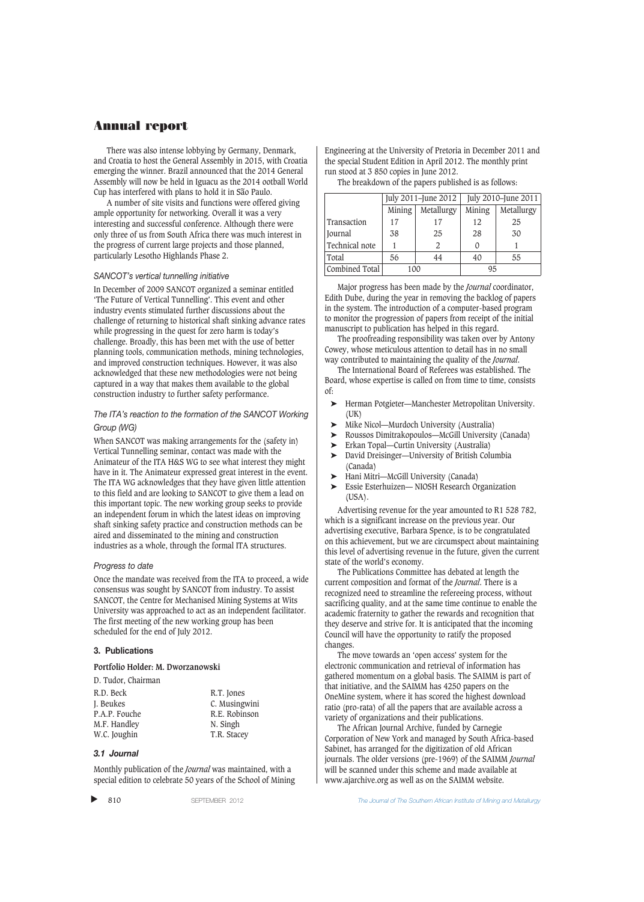There was also intense lobbying by Germany, Denmark, and Croatia to host the General Assembly in 2015, with Croatia emerging the winner. Brazil announced that the 2014 General Assembly will now be held in Iguacu as the 2014 ootball World Cup has interfered with plans to hold it in São Paulo.

A number of site visits and functions were offered giving ample opportunity for networking. Overall it was a very interesting and successful conference. Although there were only three of us from South Africa there was much interest in the progress of current large projects and those planned, particularly Lesotho Highlands Phase 2.

*SANCOT's vertical tunnelling initiative*

In December of 2009 SANCOT organized a seminar entitled 'The Future of Vertical Tunnelling'. This event and other industry events stimulated further discussions about the challenge of returning to historical shaft sinking advance rates while progressing in the quest for zero harm is today's challenge. Broadly, this has been met with the use of better planning tools, communication methods, mining technologies, and improved construction techniques. However, it was also acknowledged that these new methodologies were not being captured in a way that makes them available to the global construction industry to further safety performance.

*The ITA's reaction to the formation of the SANCOT Working Group (WG)*

When SANCOT was making arrangements for the (safety in) Vertical Tunnelling seminar, contact was made with the Animateur of the ITA H&S WG to see what interest they might have in it. The Animateur expressed great interest in the event. The ITA WG acknowledges that they have given little attention to this field and are looking to SANCOT to give them a lead on this important topic. The new working group seeks to provide an independent forum in which the latest ideas on improving shaft sinking safety practice and construction methods can be aired and disseminated to the mining and construction industries as a whole, through the formal ITA structures.

*Progress to date*

Once the mandate was received from the ITA to proceed, a wide consensus was sought by SANCOT from industry. To assist SANCOT, the Centre for Mechanised Mining Systems at Wits University was approached to act as an independent facilitator. The first meeting of the new working group has been scheduled for the end of July 2012.

### 3. Publications

**Portfolio Holder: M. Dworzanowski**

D. Tudor, Chairman

| | |
|---|---|
| R.D. Beck | R.T. Jones |
| J. Beukes | C. Musingwini |
| P.A.P. Fouche | R.E. Robinson |
| M.F. Handley | N. Singh |
| W.C. Joughin | T.R. Stacey |

#### *3.1 Journal*

Monthly publication of the *Journal* was maintained, with a special edition to celebrate 50 years of the School of Mining Engineering at the University of Pretoria in December 2011 and the special Student Edition in April 2012. The monthly print run stood at 3 850 copies in June 2012.

The breakdown of the papers published is as follows:

| | July 2011–June 2012 | | July 2010–June 2011 | |
|---|---|---|---|---|
| | Mining | Metallurgy | Mining | Metallurgy |
| Transaction | 17 | 17 | 12 | 25 |
| Journal | 38 | 25 | 28 | 30 |
| Technical note | 1 | 2 | 0 | 1 |
| Total | 56 | 44 | 40 | 55 |
| Combined Total | 100 | | 95 | |

Major progress has been made by the *Journal* coordinator, Edith Dube, during the year in removing the backlog of papers in the system. The introduction of a computer-based program to monitor the progression of papers from receipt of the initial manuscript to publication has helped in this regard.

The proofreading responsibility was taken over by Antony Cowey, whose meticulous attention to detail has in no small way contributed to maintaining the quality of the *Journal*.

The International Board of Referees was established. The Board, whose expertise is called on from time to time, consists of:

- Herman Potgieter—Manchester Metropolitan University. (UK)
- Mike Nicol—Murdoch University (Australia)
- Roussos Dimitrakopoulos—McGill University (Canada)
- Erkan Topal—Curtin University (Australia)
- David Dreisinger—University of British Columbia (Canada)
- Hani Mitri—McGill University (Canada)
- Essie Esterhuizen— NIOSH Research Organization (USA).

Advertising revenue for the year amounted to R1 528 782, which is a significant increase on the previous year. Our advertising executive, Barbara Spence, is to be congratulated on this achievement, but we are circumspect about maintaining this level of advertising revenue in the future, given the current state of the world's economy.

The Publications Committee has debated at length the current composition and format of the *Journal*. There is a recognized need to streamline the refereeing process, without sacrificing quality, and at the same time continue to enable the academic fraternity to gather the rewards and recognition that they deserve and strive for. It is anticipated that the incoming Council will have the opportunity to ratify the proposed changes.

The move towards an 'open access' system for the electronic communication and retrieval of information has gathered momentum on a global basis. The SAIMM is part of that initiative, and the SAIMM has 4250 papers on the OneMine system, where it has scored the highest download ratio (pro-rata) of all the papers that are available across a variety of organizations and their publications.

The African Journal Archive, funded by Carnegie Corporation of New York and managed by South Africa-based Sabinet, has arranged for the digitization of old African journals. The older versions (pre-1969) of the SAIMM *Journal* will be scanned under this scheme and made available at www.ajarchive.org as well as on the SAIMM website.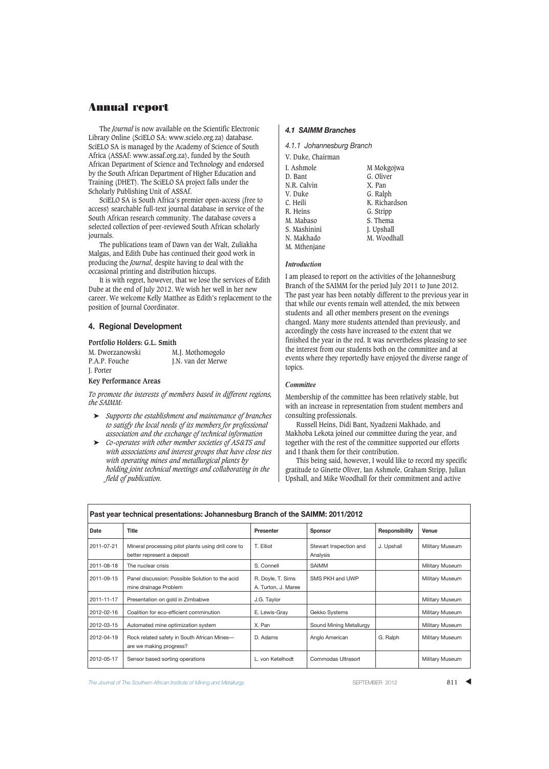# Annual report

The *Journal* is now available on the Scientific Electronic Library Online (SciELO SA: www.scielo.org.za) database. SciELO SA is managed by the Academy of Science of South Africa (ASSAf: www.assaf.org.za), funded by the South African Department of Science and Technology and endorsed by the South African Department of Higher Education and Training (DHET). The SciELO SA project falls under the Scholarly Publishing Unit of ASSAf.

SciELO SA is South Africa's premier open-access (free to access) searchable full-text journal database in service of the South African research community. The database covers a selected collection of peer-reviewed South African scholarly journals.

The publications team of Dawn van der Walt, Zuliakha Malgas, and Edith Dube has continued their good work in producing the *Journal*, despite having to deal with the occasional printing and distribution hiccups.

It is with regret, however, that we lose the services of Edith Dube at the end of July 2012. We wish her well in her new career. We welcome Kelly Matthee as Edith's replacement to the position of Journal Coordinator.

## 4. Regional Development

**Portfolio Holders: G.L. Smith**

M. Dworzanowski
P.A.P. Fouche
J. Porter
M.J. Mothomogolo
J.N. van der Merwe

**Key Performance Areas**

*To promote the interests of members based in different regions, the SAIMM:*

- *Supports the establishment and maintenance of branches to satisfy the local needs of its members for professional association and the exchange of technical information*
- *Co-operates with other member societies of AS&TS and with associations and interest groups that have close ties with operating mines and metallurgical plants by holding joint technical meetings and collaborating in the field of publication.*

### 4.1 SAIMM Branches

#### 4.1.1 Johannesburg Branch

V. Duke, Chairman

I. Ashmole
D. Bant
N.R. Calvin
V. Duke
C. Heili
R. Heins
M. Mabaso
S. Mashinini
N. Makhado
M. Mthenjane
M Mokgojwa
G. Oliver
X. Pan
G. Ralph
K. Richardson
G. Stripp
S. Thema
J. Upshall
M. Woodhall

***Introduction***

I am pleased to report on the activities of the Johannesburg Branch of the SAIMM for the period July 2011 to June 2012. The past year has been notably different to the previous year in that while our events remain well attended, the mix between students and all other members present on the evenings changed. Many more students attended than previously, and accordingly the costs have increased to the extent that we finished the year in the red. It was nevertheless pleasing to see the interest from our students both on the committee and at events where they reportedly have enjoyed the diverse range of topics.

***Committee***

Membership of the committee has been relatively stable, but with an increase in representation from student members and consulting professionals.

Russell Heins, Didi Bant, Nyadzeni Makhado, and Makhoba Lekota joined our committee during the year, and together with the rest of the committee supported our efforts and I thank them for their contribution.

This being said, however, I would like to record my specific gratitude to Ginette Oliver, Ian Ashmole, Graham Stripp, Julian Upshall, and Mike Woodhall for their commitment and active

**Past year technical presentations: Johannesburg Branch of the SAIMM: 2011/2012**

| Date | Title | Presenter | Sponsor | Responsibility | Venue |
|---|---|---|---|---|---|
| 2011-07-21 | Mineral processing pilot plants using drill core to better represent a deposit | T. Elliot | Stewart Inspection and Analysis | J. Upshall | Military Museum |
| 2011-08-18 | The nuclear crisis | S. Connell | SAIMM | | Military Museum |
| 2011-09-15 | Panel discussion: Possible Solution to the acid mine drainage Problem | R. Doyle, T. Sims A. Turton, J. Maree | SMS PKH and UWP | | Military Museum |
| 2011-11-17 | Presentation on gold in Zimbabwe | J.G. Taylor | | | Military Museum |
| 2012-02-16 | Coalition for eco-efficient comminution | E. Lewis-Gray | Gekko Systems | | Military Museum |
| 2012-03-15 | Automated mine optimization system | X. Pan | Sound Mining Metallurgy | | Military Museum |
| 2012-04-19 | Rock related safety in South African Mines—are we making progress? | D. Adams | Anglo American | G. Ralph | Military Museum |
| 2012-05-17 | Sensor based sorting operations | L. von Ketelhodt | Commodas Ultrasort | | Military Museum |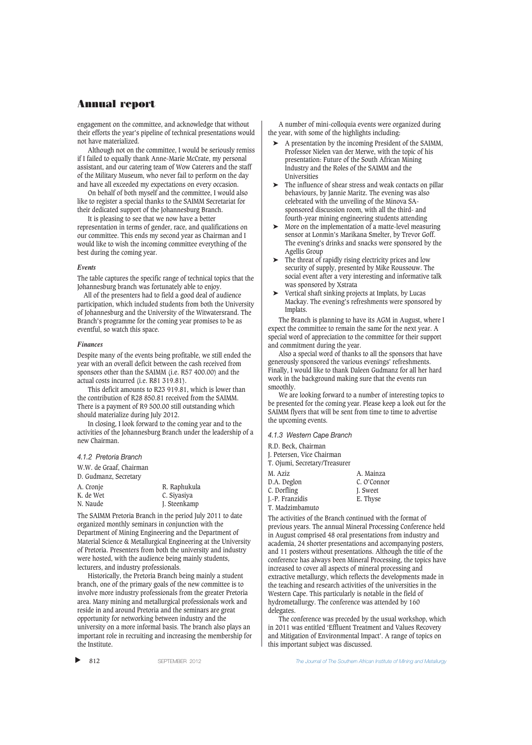engagement on the committee, and acknowledge that without their efforts the year's pipeline of technical presentations would not have materialized.

Although not on the committee, I would be seriously remiss if I failed to equally thank Anne-Marie McCrate, my personal assistant, and our catering team of Wow Caterers and the staff of the Military Museum, who never fail to perform on the day and have all exceeded my expectations on every occasion.

On behalf of both myself and the committee, I would also like to register a special thanks to the SAIMM Secretariat for their dedicated support of the Johannesburg Branch.

It is pleasing to see that we now have a better representation in terms of gender, race, and qualifications on our committee. This ends my second year as Chairman and I would like to wish the incoming committee everything of the best during the coming year.

*Events*

The table captures the specific range of technical topics that the Johannesburg branch was fortunately able to enjoy.

All of the presenters had to field a good deal of audience participation, which included students from both the University of Johannesburg and the University of the Witwatersrand. The Branch's programme for the coming year promises to be as eventful, so watch this space.

*Finances*

Despite many of the events being profitable, we still ended the year with an overall deficit between the cash received from sponsors other than the SAIMM (i.e. R57 400.00) and the actual costs incurred (i.e. R81 319.81).

This deficit amounts to R23 919.81, which is lower than the contribution of R28 850.81 received from the SAIMM. There is a payment of R9 500.00 still outstanding which should materialize during July 2012.

In closing, I look forward to the coming year and to the activities of the Johannesburg Branch under the leadership of a new Chairman.

#### *4.1.2 Pretoria Branch*

W.W. de Graaf, Chairman
D. Gudmanz, Secretary

| | |
|---|---|
| A. Cronje | R. Raphukula |
| K. de Wet | C. Siyasiya |
| N. Naude | J. Steenkamp |

The SAIMM Pretoria Branch in the period July 2011 to date organized monthly seminars in conjunction with the Department of Mining Engineering and the Department of Material Science & Metallurgical Engineering at the University of Pretoria. Presenters from both the university and industry were hosted, with the audience being mainly students, lecturers, and industry professionals.

Historically, the Pretoria Branch being mainly a student branch, one of the primary goals of the new committee is to involve more industry professionals from the greater Pretoria area. Many mining and metallurgical professionals work and reside in and around Pretoria and the seminars are great opportunity for networking between industry and the university on a more informal basis. The branch also plays an important role in recruiting and increasing the membership for the Institute.

A number of mini-colloquia events were organized during the year, with some of the highlights including:

- A presentation by the incoming President of the SAIMM, Professor Nielen van der Merwe, with the topic of his presentation: Future of the South African Mining Industry and the Roles of the SAIMM and the Universities
- The influence of shear stress and weak contacts on pillar behaviours, by Jannie Maritz. The evening was also celebrated with the unveiling of the Minova SA-sponsored discussion room, with all the third- and fourth-year mining engineering students attending
- More on the implementation of a matte-level measuring sensor at Lonmin's Marikana Smelter, by Trevor Goff. The evening's drinks and snacks were sponsored by the Agellis Group
- The threat of rapidly rising electricity prices and low security of supply, presented by Mike Roussouw. The social event after a very interesting and informative talk was sponsored by Xstrata
- Vertical shaft sinking projects at Implats, by Lucas Mackay. The evening's refreshments were sponsored by Implats.

The Branch is planning to have its AGM in August, where I expect the committee to remain the same for the next year. A special word of appreciation to the committee for their support and commitment during the year.

Also a special word of thanks to all the sponsors that have generously sponsored the various evenings' refreshments. Finally, I would like to thank Daleen Gudmanz for all her hard work in the background making sure that the events run smoothly.

We are looking forward to a number of interesting topics to be presented for the coming year. Please keep a look out for the SAIMM flyers that will be sent from time to time to advertise the upcoming events.

#### *4.1.3 Western Cape Branch*

R.D. Beck, Chairman
J. Petersen, Vice Chairman
T. Ojumi, Secretary/Treasurer

| | |
|---|---|
| M. Aziz | A. Mainza |
| D.A. Deglon | C. O'Connor |
| C. Dorfling | J. Sweet |
| J.-P. Franzidis | E. Thyse |
| T. Madzimbamuto | |

The activities of the Branch continued with the format of previous years. The annual Mineral Processing Conference held in August comprised 48 oral presentations from industry and academia, 24 shorter presentations and accompanying posters, and 11 posters without presentations. Although the title of the conference has always been Mineral Processing, the topics have increased to cover all aspects of mineral processing and extractive metallurgy, which reflects the developments made in the teaching and research activities of the universities in the Western Cape. This particularly is notable in the field of hydrometallurgy. The conference was attended by 160 delegates.

The conference was preceded by the usual workshop, which in 2011 was entitled 'Effluent Treatment and Values Recovery and Mitigation of Environmental Impact'. A range of topics on this important subject was discussed.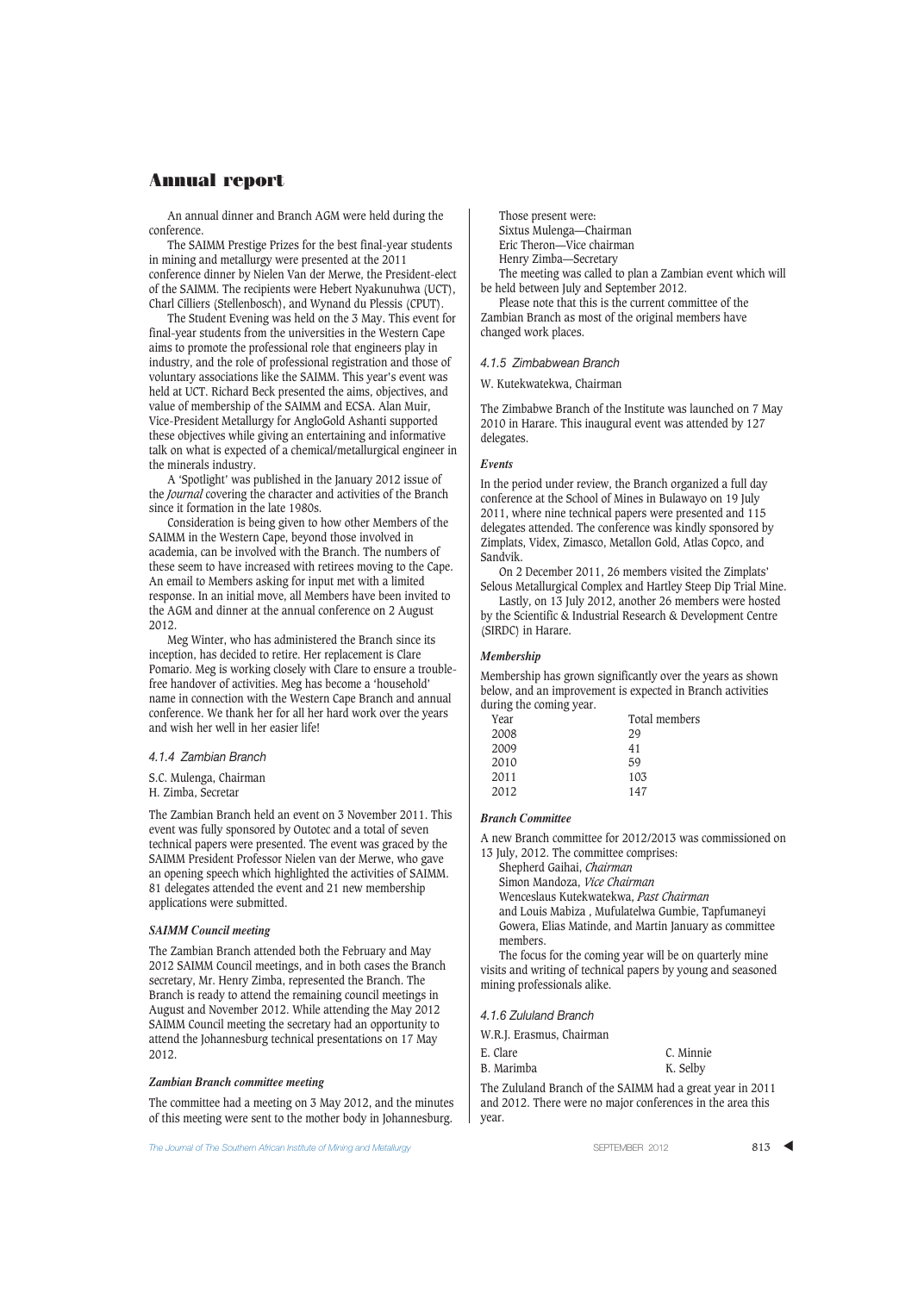# Annual report

An annual dinner and Branch AGM were held during the conference.

The SAIMM Prestige Prizes for the best final-year students in mining and metallurgy were presented at the 2011 conference dinner by Nielen Van der Merwe, the President-elect of the SAIMM. The recipients were Hebert Nyakunuhwa (UCT), Charl Cilliers (Stellenbosch), and Wynand du Plessis (CPUT).

The Student Evening was held on the 3 May. This event for final-year students from the universities in the Western Cape aims to promote the professional role that engineers play in industry, and the role of professional registration and those of voluntary associations like the SAIMM. This year's event was held at UCT. Richard Beck presented the aims, objectives, and value of membership of the SAIMM and ECSA. Alan Muir, Vice-President Metallurgy for AngloGold Ashanti supported these objectives while giving an entertaining and informative talk on what is expected of a chemical/metallurgical engineer in the minerals industry.

A 'Spotlight' was published in the January 2012 issue of the *Journal* covering the character and activities of the Branch since it formation in the late 1980s.

Consideration is being given to how other Members of the SAIMM in the Western Cape, beyond those involved in academia, can be involved with the Branch. The numbers of these seem to have increased with retirees moving to the Cape. An email to Members asking for input met with a limited response. In an initial move, all Members have been invited to the AGM and dinner at the annual conference on 2 August 2012.

Meg Winter, who has administered the Branch since its inception, has decided to retire. Her replacement is Clare Pomario. Meg is working closely with Clare to ensure a trouble-free handover of activities. Meg has become a 'household' name in connection with the Western Cape Branch and annual conference. We thank her for all her hard work over the years and wish her well in her easier life!

### *4.1.4 Zambian Branch*

S.C. Mulenga, Chairman
H. Zimba, Secretar

The Zambian Branch held an event on 3 November 2011. This event was fully sponsored by Outotec and a total of seven technical papers were presented. The event was graced by the SAIMM President Professor Nielen van der Merwe, who gave an opening speech which highlighted the activities of SAIMM. 81 delegates attended the event and 21 new membership applications were submitted.

#### *SAIMM Council meeting*

The Zambian Branch attended both the February and May 2012 SAIMM Council meetings, and in both cases the Branch secretary, Mr. Henry Zimba, represented the Branch. The Branch is ready to attend the remaining council meetings in August and November 2012. While attending the May 2012 SAIMM Council meeting the secretary had an opportunity to attend the Johannesburg technical presentations on 17 May 2012.

#### *Zambian Branch committee meeting*

The committee had a meeting on 3 May 2012, and the minutes of this meeting were sent to the mother body in Johannesburg.

Those present were:
Sixtus Mulenga—Chairman
Eric Theron—Vice chairman
Henry Zimba—Secretary

The meeting was called to plan a Zambian event which will be held between July and September 2012.

Please note that this is the current committee of the Zambian Branch as most of the original members have changed work places.

### *4.1.5 Zimbabwean Branch*

W. Kutekwatekwa, Chairman

The Zimbabwe Branch of the Institute was launched on 7 May 2010 in Harare. This inaugural event was attended by 127 delegates.

#### *Events*

In the period under review, the Branch organized a full day conference at the School of Mines in Bulawayo on 19 July 2011, where nine technical papers were presented and 115 delegates attended. The conference was kindly sponsored by Zimplats, Videx, Zimasco, Metallon Gold, Atlas Copco, and Sandvik.

On 2 December 2011, 26 members visited the Zimplats' Selous Metallurgical Complex and Hartley Steep Dip Trial Mine.

Lastly, on 13 July 2012, another 26 members were hosted by the Scientific & Industrial Research & Development Centre (SIRDC) in Harare.

#### *Membership*

Membership has grown significantly over the years as shown below, and an improvement is expected in Branch activities during the coming year.

| Year | Total members |
|---|---|
| 2008 | 29 |
| 2009 | 41 |
| 2010 | 59 |
| 2011 | 103 |
| 2012 | 147 |

#### *Branch Committee*

A new Branch committee for 2012/2013 was commissioned on 13 July, 2012. The committee comprises:

Shepherd Gaihai, *Chairman*
Simon Mandoza, *Vice Chairman*
Wenceslaus Kutekwatekwa, *Past Chairman*
and Louis Mabiza , Mufulatelwa Gumbie, Tapfumaneyi Gowera, Elias Matinde, and Martin January as committee members.

The focus for the coming year will be on quarterly mine visits and writing of technical papers by young and seasoned mining professionals alike.

### *4.1.6 Zululand Branch*

W.R.J. Erasmus, Chairman

E. Clare C. Minnie
B. Marimba K. Selby

The Zululand Branch of the SAIMM had a great year in 2011 and 2012. There were no major conferences in the area this year.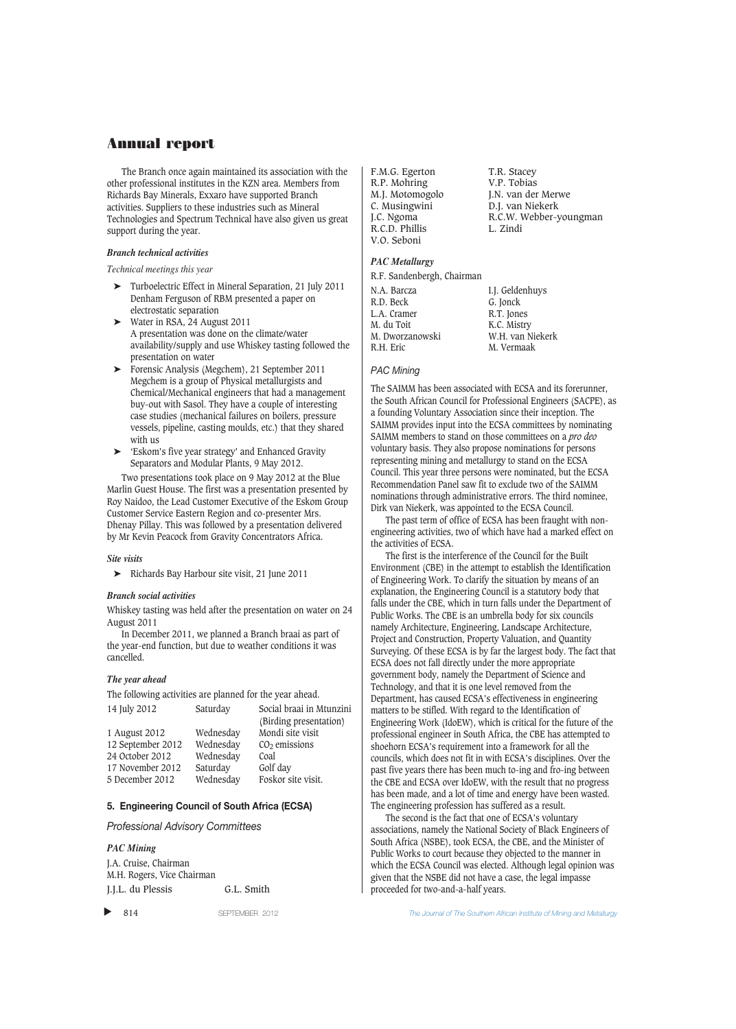The Branch once again maintained its association with the other professional institutes in the KZN area. Members from Richards Bay Minerals, Exxaro have supported Branch activities. Suppliers to these industries such as Mineral Technologies and Spectrum Technical have also given us great support during the year.

#### *Branch technical activities*

*Technical meetings this year*

- Turboelectric Effect in Mineral Separation, 21 July 2011 Denham Ferguson of RBM presented a paper on electrostatic separation
- Water in RSA, 24 August 2011 A presentation was done on the climate/water availability/supply and use Whiskey tasting followed the presentation on water
- Forensic Analysis (Megchem), 21 September 2011 Megchem is a group of Physical metallurgists and Chemical/Mechanical engineers that had a management buy-out with Sasol. They have a couple of interesting case studies (mechanical failures on boilers, pressure vessels, pipeline, casting moulds, etc.) that they shared with us
- 'Eskom's five year strategy' and Enhanced Gravity Separators and Modular Plants, 9 May 2012.

Two presentations took place on 9 May 2012 at the Blue Marlin Guest House. The first was a presentation presented by Roy Naidoo, the Lead Customer Executive of the Eskom Group Customer Service Eastern Region and co-presenter Mrs. Dhenay Pillay. This was followed by a presentation delivered by Mr Kevin Peacock from Gravity Concentrators Africa.

#### *Site visits*

- Richards Bay Harbour site visit, 21 June 2011

#### *Branch social activities*

Whiskey tasting was held after the presentation on water on 24 August 2011

In December 2011, we planned a Branch braai as part of the year-end function, but due to weather conditions it was cancelled.

#### *The year ahead*

The following activities are planned for the year ahead.

| | | |
|---|---|---|
| 14 July 2012 | Saturday | Social braai in Mtunzini (Birding presentation) |
| 1 August 2012 | Wednesday | Mondi site visit |
| 12 September 2012 | Wednesday | $CO_2$ emissions |
| 24 October 2012 | Wednesday | Coal |
| 17 November 2012 | Saturday | Golf day |
| 5 December 2012 | Wednesday | Foskor site visit. |

## 5. Engineering Council of South Africa (ECSA)

### *Professional Advisory Committees*

#### *PAC Mining*

J.A. Cruise, Chairman
M.H. Rogers, Vice Chairman

| | |
|---|---|
| J.J.L. du Plessis | G.L. Smith |
| F.M.G. Egerton | T.R. Stacey |
| R.P. Mohring | V.P. Tobias |
| M.J. Motomogolo | J.N. van der Merwe |
| C. Musingwini | D.J. van Niekerk |
| J.C. Ngoma | R.C.W. Webber-youngman |
| R.C.D. Phillis | L. Zindi |
| V.O. Seboni | |

#### *PAC Metallurgy*

R.F. Sandenbergh, Chairman

| | |
|---|---|
| N.A. Barcza | I.J. Geldenhuys |
| R.D. Beck | G. Jonck |
| L.A. Cramer | R.T. Jones |
| M. du Toit | K.C. Mistry |
| M. Dworzanowski | W.H. van Niekerk |
| R.H. Eric | M. Vermaak |

#### *PAC Mining*

The SAIMM has been associated with ECSA and its forerunner, the South African Council for Professional Engineers (SACPE), as a founding Voluntary Association since their inception. The SAIMM provides input into the ECSA committees by nominating SAIMM members to stand on those committees on a *pro deo* voluntary basis. They also propose nominations for persons representing mining and metallurgy to stand on the ECSA Council. This year three persons were nominated, but the ECSA Recommendation Panel saw fit to exclude two of the SAIMM nominations through administrative errors. The third nominee, Dirk van Niekerk, was appointed to the ECSA Council.

The past term of office of ECSA has been fraught with non-engineering activities, two of which have had a marked effect on the activities of ECSA.

The first is the interference of the Council for the Built Environment (CBE) in the attempt to establish the Identification of Engineering Work. To clarify the situation by means of an explanation, the Engineering Council is a statutory body that falls under the CBE, which in turn falls under the Department of Public Works. The CBE is an umbrella body for six councils namely Architecture, Engineering, Landscape Architecture, Project and Construction, Property Valuation, and Quantity Surveying. Of these ECSA is by far the largest body. The fact that ECSA does not fall directly under the more appropriate government body, namely the Department of Science and Technology, and that it is one level removed from the Department, has caused ECSA's effectiveness in engineering matters to be stifled. With regard to the Identification of Engineering Work (IdoEW), which is critical for the future of the professional engineer in South Africa, the CBE has attempted to shoehorn ECSA's requirement into a framework for all the councils, which does not fit in with ECSA's disciplines. Over the past five years there has been much to-ing and fro-ing between the CBE and ECSA over IdoEW, with the result that no progress has been made, and a lot of time and energy have been wasted. The engineering profession has suffered as a result.

The second is the fact that one of ECSA's voluntary associations, namely the National Society of Black Engineers of South Africa (NSBE), took ECSA, the CBE, and the Minister of Public Works to court because they objected to the manner in which the ECSA Council was elected. Although legal opinion was given that the NSBE did not have a case, the legal impasse proceeded for two-and-a-half years.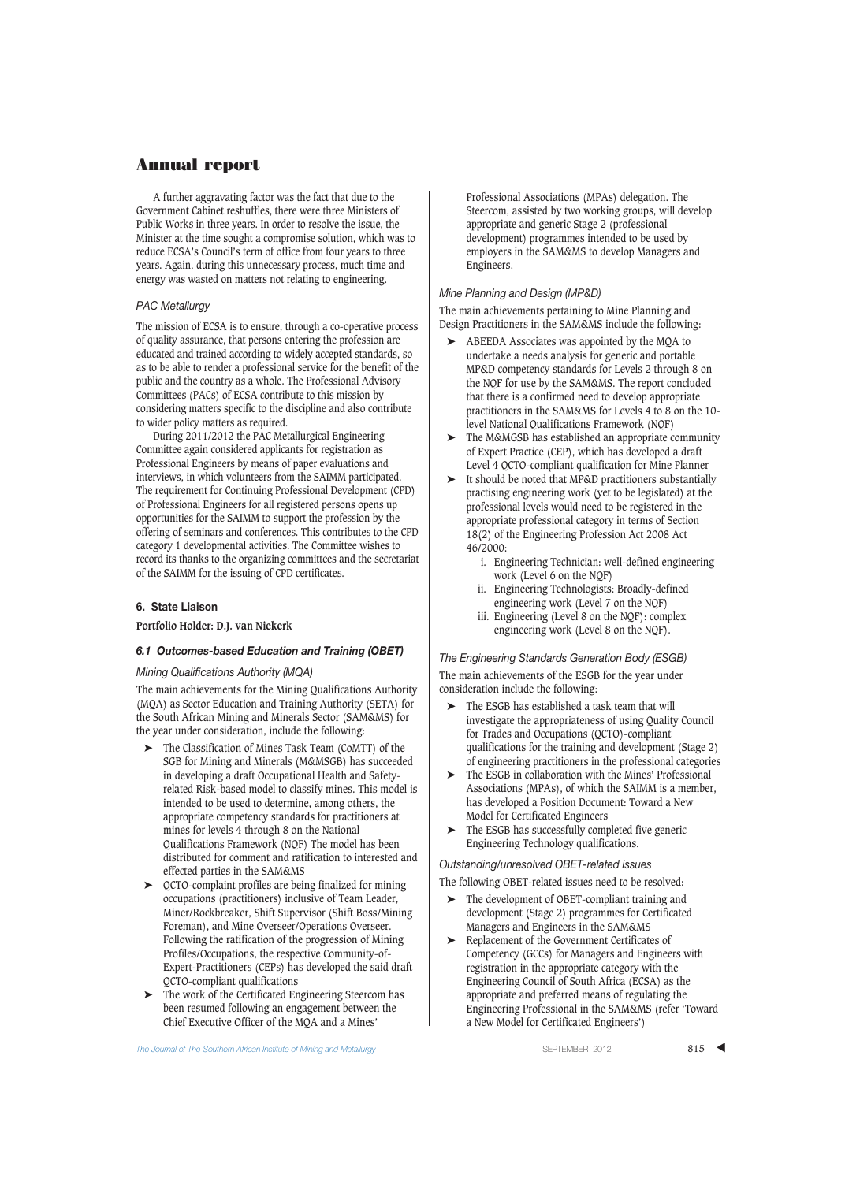A further aggravating factor was the fact that due to the Government Cabinet reshuffles, there were three Ministers of Public Works in three years. In order to resolve the issue, the Minister at the time sought a compromise solution, which was to reduce ECSA's Council's term of office from four years to three years. Again, during this unnecessary process, much time and energy was wasted on matters not relating to engineering.

*PAC Metallurgy*

The mission of ECSA is to ensure, through a co-operative process of quality assurance, that persons entering the profession are educated and trained according to widely accepted standards, so as to be able to render a professional service for the benefit of the public and the country as a whole. The Professional Advisory Committees (PACs) of ECSA contribute to this mission by considering matters specific to the discipline and also contribute to wider policy matters as required.

During 2011/2012 the PAC Metallurgical Engineering Committee again considered applicants for registration as Professional Engineers by means of paper evaluations and interviews, in which volunteers from the SAIMM participated. The requirement for Continuing Professional Development (CPD) of Professional Engineers for all registered persons opens up opportunities for the SAIMM to support the profession by the offering of seminars and conferences. This contributes to the CPD category 1 developmental activities. The Committee wishes to record its thanks to the organizing committees and the secretariat of the SAIMM for the issuing of CPD certificates.

## 6. State Liaison

**Portfolio Holder: D.J. van Niekerk**

### *6.1 Outcomes-based Education and Training (OBET)*

*Mining Qualifications Authority (MQA)*

The main achievements for the Mining Qualifications Authority (MQA) as Sector Education and Training Authority (SETA) for the South African Mining and Minerals Sector (SAM&MS) for the year under consideration, include the following:

- The Classification of Mines Task Team (CoMTT) of the SGB for Mining and Minerals (M&MSGB) has succeeded in developing a draft Occupational Health and Safety-related Risk-based model to classify mines. This model is intended to be used to determine, among others, the appropriate competency standards for practitioners at mines for levels 4 through 8 on the National Qualifications Framework (NQF) The model has been distributed for comment and ratification to interested and effected parties in the SAM&MS
- QCTO-complaint profiles are being finalized for mining occupations (practitioners) inclusive of Team Leader, Miner/Rockbreaker, Shift Supervisor (Shift Boss/Mining Foreman), and Mine Overseer/Operations Overseer. Following the ratification of the progression of Mining Profiles/Occupations, the respective Community-of-Expert-Practitioners (CEPs) has developed the said draft QCTO-compliant qualifications
- The work of the Certificated Engineering Steercom has been resumed following an engagement between the Chief Executive Officer of the MQA and a Mines' Professional Associations (MPAs) delegation. The Steercom, assisted by two working groups, will develop appropriate and generic Stage 2 (professional development) programmes intended to be used by employers in the SAM&MS to develop Managers and Engineers.

*Mine Planning and Design (MP&D)*

The main achievements pertaining to Mine Planning and Design Practitioners in the SAM&MS include the following:

- ABEEDA Associates was appointed by the MQA to undertake a needs analysis for generic and portable MP&D competency standards for Levels 2 through 8 on the NQF for use by the SAM&MS. The report concluded that there is a confirmed need to develop appropriate practitioners in the SAM&MS for Levels 4 to 8 on the 10-level National Qualifications Framework (NQF)
- The M&MGSB has established an appropriate community of Expert Practice (CEP), which has developed a draft Level 4 QCTO-compliant qualification for Mine Planner
- It should be noted that MP&D practitioners substantially practising engineering work (yet to be legislated) at the professional levels would need to be registered in the appropriate professional category in terms of Section 18(2) of the Engineering Profession Act 2008 Act 46/2000:
    1. Engineering Technician: well-defined engineering work (Level 6 on the NQF)
    2. Engineering Technologists: Broadly-defined engineering work (Level 7 on the NQF)
    3. Engineering (Level 8 on the NQF): complex engineering work (Level 8 on the NQF).

*The Engineering Standards Generation Body (ESGB)*

The main achievements of the ESGB for the year under consideration include the following:

- The ESGB has established a task team that will investigate the appropriateness of using Quality Council for Trades and Occupations (QCTO)-compliant qualifications for the training and development (Stage 2) of engineering practitioners in the professional categories
- The ESGB in collaboration with the Mines' Professional Associations (MPAs), of which the SAIMM is a member, has developed a Position Document: Toward a New Model for Certificated Engineers
- The ESGB has successfully completed five generic Engineering Technology qualifications.

*Outstanding/unresolved OBET-related issues*

The following OBET-related issues need to be resolved:

- The development of OBET-compliant training and development (Stage 2) programmes for Certificated Managers and Engineers in the SAM&MS
- Replacement of the Government Certificates of Competency (GCCs) for Managers and Engineers with registration in the appropriate category with the Engineering Council of South Africa (ECSA) as the appropriate and preferred means of regulating the Engineering Professional in the SAM&MS (refer 'Toward a New Model for Certificated Engineers')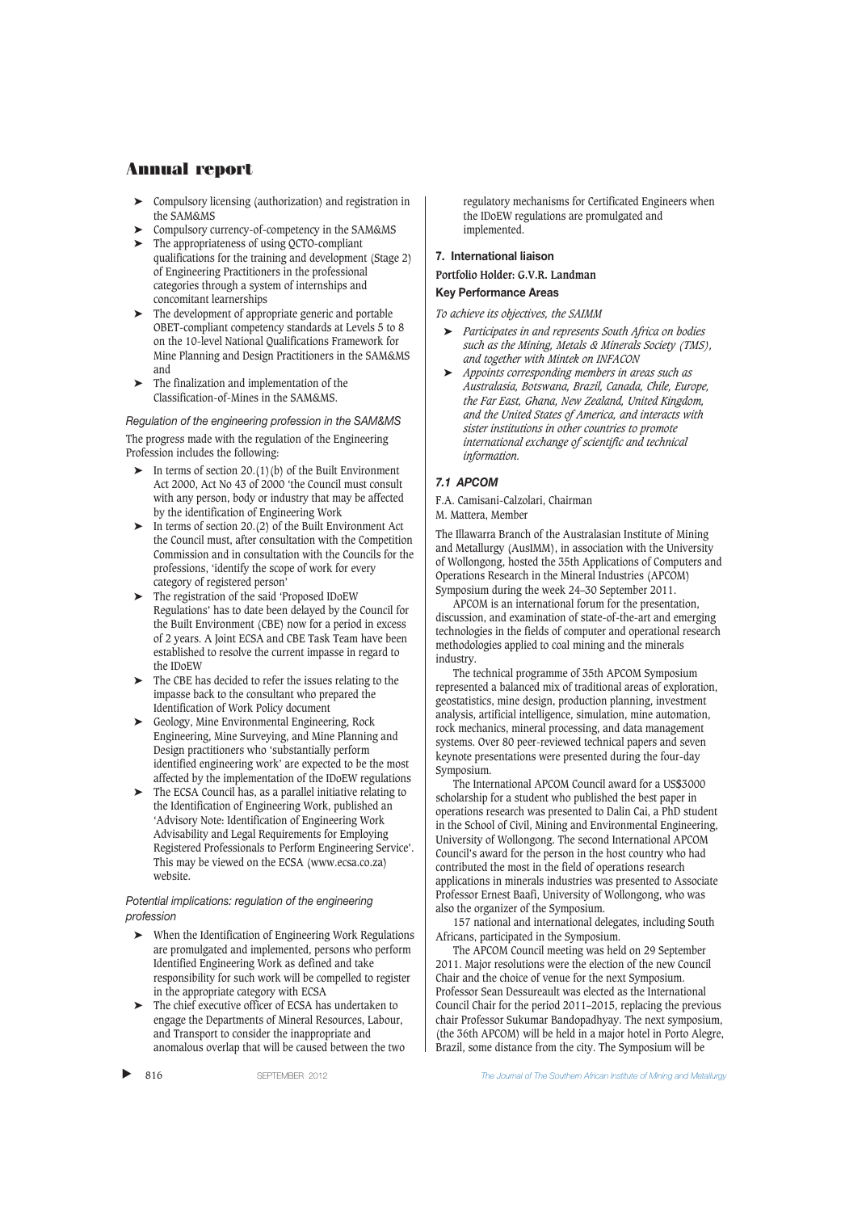- Compulsory licensing (authorization) and registration in the SAM&MS
- Compulsory currency-of-competency in the SAM&MS
- The appropriateness of using QCTO-compliant qualifications for the training and development (Stage 2) of Engineering Practitioners in the professional categories through a system of internships and concomitant learnerships
- The development of appropriate generic and portable OBET-compliant competency standards at Levels 5 to 8 on the 10-level National Qualifications Framework for Mine Planning and Design Practitioners in the SAM&MS and
- The finalization and implementation of the Classification-of-Mines in the SAM&MS.

*Regulation of the engineering profession in the SAM&MS*

The progress made with the regulation of the Engineering Profession includes the following:

- In terms of section 20.(1)(b) of the Built Environment Act 2000, Act No 43 of 2000 'the Council must consult with any person, body or industry that may be affected by the identification of Engineering Work
- In terms of section 20.(2) of the Built Environment Act the Council must, after consultation with the Competition Commission and in consultation with the Councils for the professions, 'identify the scope of work for every category of registered person'
- The registration of the said 'Proposed IDoEW Regulations' has to date been delayed by the Council for the Built Environment (CBE) now for a period in excess of 2 years. A Joint ECSA and CBE Task Team have been established to resolve the current impasse in regard to the IDoEW
- The CBE has decided to refer the issues relating to the impasse back to the consultant who prepared the Identification of Work Policy document
- Geology, Mine Environmental Engineering, Rock Engineering, Mine Surveying, and Mine Planning and Design practitioners who 'substantially perform identified engineering work' are expected to be the most affected by the implementation of the IDoEW regulations
- The ECSA Council has, as a parallel initiative relating to the Identification of Engineering Work, published an 'Advisory Note: Identification of Engineering Work Advisability and Legal Requirements for Employing Registered Professionals to Perform Engineering Service'. This may be viewed on the ECSA (www.ecsa.co.za) website.

*Potential implications: regulation of the engineering profession*

- When the Identification of Engineering Work Regulations are promulgated and implemented, persons who perform Identified Engineering Work as defined and take responsibility for such work will be compelled to register in the appropriate category with ECSA
- The chief executive officer of ECSA has undertaken to engage the Departments of Mineral Resources, Labour, and Transport to consider the inappropriate and anomalous overlap that will be caused between the two regulatory mechanisms for Certificated Engineers when the IDoEW regulations are promulgated and implemented.

## 7. International liaison

**Portfolio Holder: G.V.R. Landman**

**Key Performance Areas**

*To achieve its objectives, the SAIMM*

- *Participates in and represents South Africa on bodies such as the Mining, Metals & Minerals Society (TMS), and together with Mintek on INFACON*
- *Appoints corresponding members in areas such as Australasia, Botswana, Brazil, Canada, Chile, Europe, the Far East, Ghana, New Zealand, United Kingdom, and the United States of America, and interacts with sister institutions in other countries to promote international exchange of scientific and technical information.*

### *7.1 APCOM*

F.A. Camisani-Calzolari, Chairman
M. Mattera, Member

The Illawarra Branch of the Australasian Institute of Mining and Metallurgy (AusIMM), in association with the University of Wollongong, hosted the 35th Applications of Computers and Operations Research in the Mineral Industries (APCOM) Symposium during the week 24–30 September 2011.

APCOM is an international forum for the presentation, discussion, and examination of state-of-the-art and emerging technologies in the fields of computer and operational research methodologies applied to coal mining and the minerals industry.

The technical programme of 35th APCOM Symposium represented a balanced mix of traditional areas of exploration, geostatistics, mine design, production planning, investment analysis, artificial intelligence, simulation, mine automation, rock mechanics, mineral processing, and data management systems. Over 80 peer-reviewed technical papers and seven keynote presentations were presented during the four-day Symposium.

The International APCOM Council award for a US$3000 scholarship for a student who published the best paper in operations research was presented to Dalin Cai, a PhD student in the School of Civil, Mining and Environmental Engineering, University of Wollongong. The second International APCOM Council's award for the person in the host country who had contributed the most in the field of operations research applications in minerals industries was presented to Associate Professor Ernest Baafi, University of Wollongong, who was also the organizer of the Symposium.

157 national and international delegates, including South Africans, participated in the Symposium.

The APCOM Council meeting was held on 29 September 2011. Major resolutions were the election of the new Council Chair and the choice of venue for the next Symposium. Professor Sean Dessureault was elected as the International Council Chair for the period 2011–2015, replacing the previous chair Professor Sukumar Bandopadhyay. The next symposium, (the 36th APCOM) will be held in a major hotel in Porto Alegre, Brazil, some distance from the city. The Symposium will be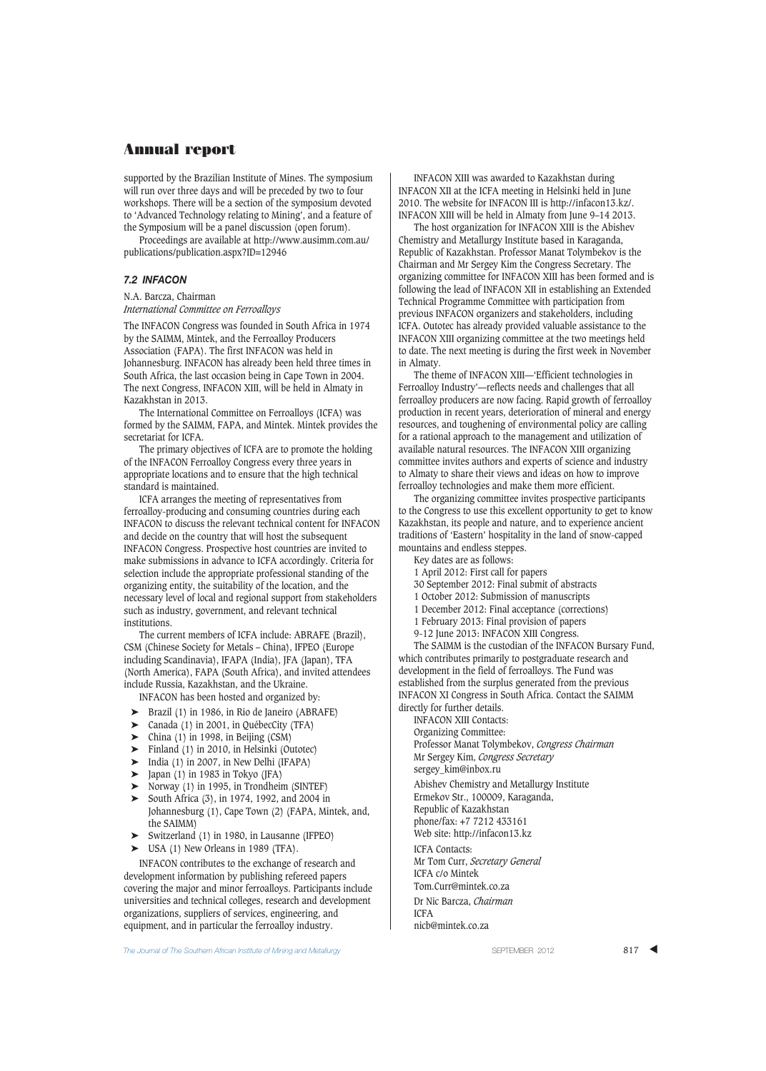supported by the Brazilian Institute of Mines. The symposium will run over three days and will be preceded by two to four workshops. There will be a section of the symposium devoted to 'Advanced Technology relating to Mining', and a feature of the Symposium will be a panel discussion (open forum).

Proceedings are available at http://www.ausimm.com.au/publications/publication.aspx?ID=12946

### *7.2 INFACON*

N.A. Barcza, Chairman
*International Committee on Ferroalloys*

The INFACON Congress was founded in South Africa in 1974 by the SAIMM, Mintek, and the Ferroalloy Producers Association (FAPA). The first INFACON was held in Johannesburg. INFACON has already been held three times in South Africa, the last occasion being in Cape Town in 2004. The next Congress, INFACON XIII, will be held in Almaty in Kazakhstan in 2013.

The International Committee on Ferroalloys (ICFA) was formed by the SAIMM, FAPA, and Mintek. Mintek provides the secretariat for ICFA.

The primary objectives of ICFA are to promote the holding of the INFACON Ferroalloy Congress every three years in appropriate locations and to ensure that the high technical standard is maintained.

ICFA arranges the meeting of representatives from ferroalloy-producing and consuming countries during each INFACON to discuss the relevant technical content for INFACON and decide on the country that will host the subsequent INFACON Congress. Prospective host countries are invited to make submissions in advance to ICFA accordingly. Criteria for selection include the appropriate professional standing of the organizing entity, the suitability of the location, and the necessary level of local and regional support from stakeholders such as industry, government, and relevant technical institutions.

The current members of ICFA include: ABRAFE (Brazil), CSM (Chinese Society for Metals – China), IFPEO (Europe including Scandinavia), IFAPA (India), JFA (Japan), TFA (North America), FAPA (South Africa), and invited attendees include Russia, Kazakhstan, and the Ukraine.

INFACON has been hosted and organized by:

- Brazil (1) in 1986, in Rio de Janeiro (ABRAFE)
- Canada (1) in 2001, in QuébecCity (TFA)
- China (1) in 1998, in Beijing (CSM)
- Finland (1) in 2010, in Helsinki (Outotec)
- India (1) in 2007, in New Delhi (IFAPA)
- Japan (1) in 1983 in Tokyo (JFA)
- Norway (1) in 1995, in Trondheim (SINTEF)
- South Africa (3), in 1974, 1992, and 2004 in Johannesburg (1), Cape Town (2) (FAPA, Mintek, and, the SAIMM)
- Switzerland (1) in 1980, in Lausanne (IFPEO)
- USA (1) New Orleans in 1989 (TFA).

INFACON contributes to the exchange of research and development information by publishing refereed papers covering the major and minor ferroalloys. Participants include universities and technical colleges, research and development organizations, suppliers of services, engineering, and equipment, and in particular the ferroalloy industry.

INFACON XIII was awarded to Kazakhstan during INFACON XII at the ICFA meeting in Helsinki held in June 2010. The website for INFACON III is http://infacon13.kz/. INFACON XIII will be held in Almty from June 9–14 2013.

The host organization for INFACON XIII is the Abishev Chemistry and Metallurgy Institute based in Karaganda, Republic of Kazakhstan. Professor Manat Tolymbekov is the Chairman and Mr Sergey Kim the Congress Secretary. The organizing committee for INFACON XIII has been formed and is following the lead of INFACON XII in establishing an Extended Technical Programme Committee with participation from previous INFACON organizers and stakeholders, including ICFA. Outotec has already provided valuable assistance to the INFACON XIII organizing committee at the two meetings held to date. The next meeting is during the first week in November in Almaty.

The theme of INFACON XIII—'Efficient technologies in Ferroalloy Industry'—reflects needs and challenges that all ferroalloy producers are now facing. Rapid growth of ferroalloy production in recent years, deterioration of mineral and energy resources, and toughening of environmental policy are calling for a rational approach to the management and utilization of available natural resources. The INFACON XIII organizing committee invites authors and experts of science and industry to Almaty to share their views and ideas on how to improve ferroalloy technologies and make them more efficient.

The organizing committee invites prospective participants to the Congress to use this excellent opportunity to get to know Kazakhstan, its people and nature, and to experience ancient traditions of 'Eastern' hospitality in the land of snow-capped mountains and endless steppes.

Key dates are as follows:

1 April 2012: First call for papers
30 September 2012: Final submit of abstracts
1 October 2012: Submission of manuscripts
1 December 2012: Final acceptance (corrections)
1 February 2013: Final provision of papers
9-12 June 2013: INFACON XIII Congress.

The SAIMM is the custodian of the INFACON Bursary Fund, which contributes primarily to postgraduate research and development in the field of ferroalloys. The Fund was established from the surplus generated from the previous INFACON XI Congress in South Africa. Contact the SAIMM directly for further details.

INFACON XIII Contacts:
Organizing Committee:
Professor Manat Tolymbekov, *Congress Chairman*
Mr Sergey Kim, *Congress Secretary*
sergey_kim@inbox.ru

Abishev Chemistry and Metallurgy Institute
Ermekov Str., 100009, Karaganda,
Republic of Kazakhstan
phone/fax: +7 7212 433161
Web site: http://infacon13.kz

ICFA Contacts:
Mr Tom Curr, *Secretary General*
ICFA c/o Mintek
Tom.Curr@mintek.co.za

Dr Nic Barcza, *Chairman*
ICFA
nicb@mintek.co.za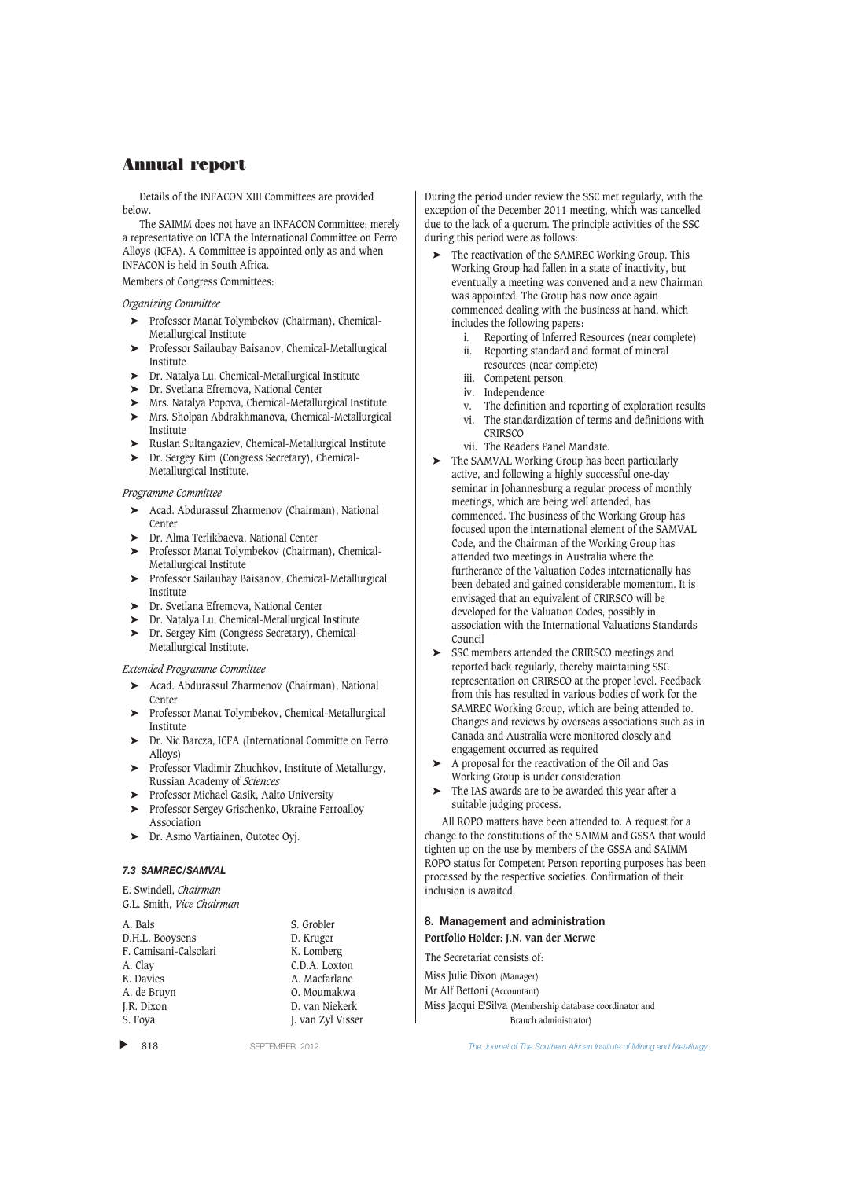Details of the INFACON XIII Committees are provided below.

The SAIMM does not have an INFACON Committee; merely a representative on ICFA the International Committee on Ferro Alloys (ICFA). A Committee is appointed only as and when INFACON is held in South Africa.

Members of Congress Committees:

*Organizing Committee*

- Professor Manat Tolymbekov (Chairman), Chemical-Metallurgical Institute
- Professor Sailaubay Baisanov, Chemical-Metallurgical Institute
- Dr. Natalya Lu, Chemical-Metallurgical Institute
- Dr. Svetlana Efremova, National Center
- Mrs. Natalya Popova, Chemical-Metallurgical Institute
- Mrs. Sholpan Abdrakhmanova, Chemical-Metallurgical Institute
- Ruslan Sultangaziev, Chemical-Metallurgical Institute
- Dr. Sergey Kim (Congress Secretary), Chemical-Metallurgical Institute.

*Programme Committee*

- Acad. Abdurassul Zharmenov (Chairman), National Center
- Dr. Alma Terlikbaeva, National Center
- Professor Manat Tolymbekov (Chairman), Chemical-Metallurgical Institute
- Professor Sailaubay Baisanov, Chemical-Metallurgical Institute
- Dr. Svetlana Efremova, National Center
- Dr. Natalya Lu, Chemical-Metallurgical Institute
- Dr. Sergey Kim (Congress Secretary), Chemical-Metallurgical Institute.

*Extended Programme Committee*

- Acad. Abdurassul Zharmenov (Chairman), National Center
- Professor Manat Tolymbekov, Chemical-Metallurgical Institute
- Dr. Nic Barcza, ICFA (International Committe on Ferro Alloys)
- Professor Vladimir Zhuchkov, Institute of Metallurgy, Russian Academy of *Sciences*
- Professor Michael Gasik, Aalto University
- Professor Sergey Grischenko, Ukraine Ferroalloy Association
- Dr. Asmo Vartiainen, Outotec Oyj.

### *7.3 SAMREC/SAMVAL*

E. Swindell, *Chairman*
G.L. Smith, *Vice Chairman*

| | |
|---|---|
| A. Bals | S. Grobler |
| D.H.L. Booysens | D. Kruger |
| F. Camisani-Calsolari | K. Lomberg |
| A. Clay | C.D.A. Loxton |
| K. Davies | A. Macfarlane |
| A. de Bruyn | O. Moumakwa |
| J.R. Dixon | D. van Niekerk |
| S. Foya | J. van Zyl Visser |

During the period under review the SSC met regularly, with the exception of the December 2011 meeting, which was cancelled due to the lack of a quorum. The principle activities of the SSC during this period were as follows:

- The reactivation of the SAMREC Working Group. This Working Group had fallen in a state of inactivity, but eventually a meeting was convened and a new Chairman was appointed. The Group has now once again commenced dealing with the business at hand, which includes the following papers:
  1. Reporting of Inferred Resources (near complete)
  2. Reporting standard and format of mineral resources (near complete)
  3. Competent person
  4. Independence
  5. The definition and reporting of exploration results
  6. The standardization of terms and definitions with CRIRSCO
  7. The Readers Panel Mandate.
- The SAMVAL Working Group has been particularly active, and following a highly successful one-day seminar in Johannesburg a regular process of monthly meetings, which are being well attended, has commenced. The business of the Working Group has focused upon the international element of the SAMVAL Code, and the Chairman of the Working Group has attended two meetings in Australia where the furtherance of the Valuation Codes internationally has been debated and gained considerable momentum. It is envisaged that an equivalent of CRIRSCO will be developed for the Valuation Codes, possibly in association with the International Valuations Standards Council
- SSC members attended the CRIRSCO meetings and reported back regularly, thereby maintaining SSC representation on CRIRSCO at the proper level. Feedback from this has resulted in various bodies of work for the SAMREC Working Group, which are being attended to. Changes and reviews by overseas associations such as in Canada and Australia were monitored closely and engagement occurred as required
- A proposal for the reactivation of the Oil and Gas Working Group is under consideration
- The IAS awards are to be awarded this year after a suitable judging process.

All ROPO matters have been attended to. A request for a change to the constitutions of the SAIMM and GSSA that would tighten up on the use by members of the GSSA and SAIMM ROPO status for Competent Person reporting purposes has been processed by the respective societies. Confirmation of their inclusion is awaited.

## 8. Management and administration

**Portfolio Holder: J.N. van der Merwe**

The Secretariat consists of:

Miss Julie Dixon (Manager)
Mr Alf Bettoni (Accountant)
Miss Jacqui E'Silva (Membership database coordinator and Branch administrator)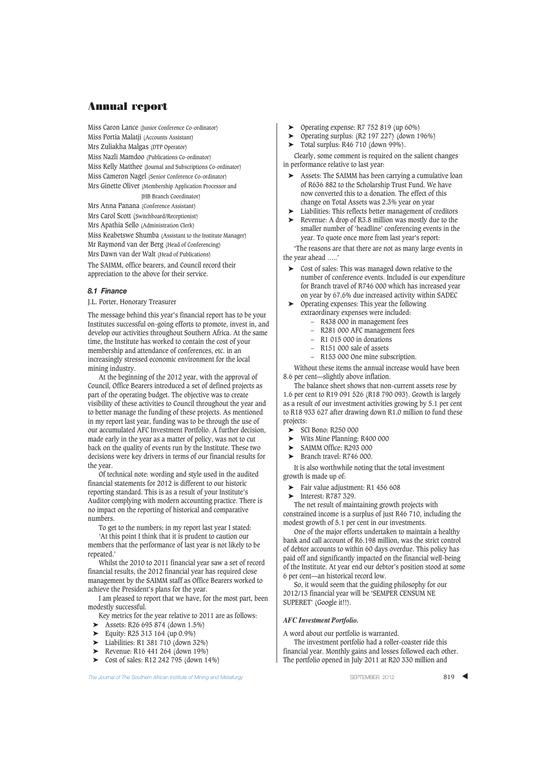Miss Caron Lance (Junior Conference Co-ordinator)
Miss Portia Malatji (Accounts Assistant)
Mrs Zuliakha Malgas (DTP Operator)
Miss Nazli Mamdoo (Publications Co-ordinator)
Miss Kelly Matthee (Journal and Subscriptions Co-ordinator)
Miss Cameron Nagel (Senior Conference Co-ordinator)
Mrs Ginette Oliver (Membership Application Processor and JHB Branch Coordinator)
Mrs Anna Panana (Conference Assistant)
Mrs Carol Scott (Switchboard/Receptionist)
Mrs Apathia Sello (Administration Clerk)
Miss Keabetswe Shumba (Assistant to the Institute Manager)
Mr Raymond van der Berg (Head of Conferencing)
Mrs Dawn van der Walt (Head of Publications)

The SAIMM, office bearers, and Council record their appreciation to the above for their service.

### *8.1 Finance*

J.L. Porter, Honorary Treasurer

The message behind this year's financial report has to be your Institutes successful on-going efforts to promote, invest in, and develop our activities throughout Southern Africa. At the same time, the Institute has worked to contain the cost of your membership and attendance of conferences, etc. in an increasingly stressed economic environment for the local mining industry.

At the beginning of the 2012 year, with the approval of Council, Office Bearers introduced a set of defined projects as part of the operating budget. The objective was to create visibility of these activities to Council throughout the year and to better manage the funding of these projects. As mentioned in my report last year, funding was to be through the use of our accumulated AFC Investment Portfolio. A further decision, made early in the year as a matter of policy, was not to cut back on the quality of events run by the Institute. These two decisions were key drivers in terms of our financial results for the year.

Of technical note: wording and style used in the audited financial statements for 2012 is different to our historic reporting standard. This is as a result of your Institute's Auditor complying with modern accounting practice. There is no impact on the reporting of historical and comparative numbers.

To get to the numbers; in my report last year I stated: 'At this point I think that it is prudent to caution our members that the performance of last year is not likely to be repeated.'

Whilst the 2010 to 2011 financial year saw a set of record financial results, the 2012 financial year has required close management by the SAIMM staff as Office Bearers worked to achieve the President's plans for the year.

I am pleased to report that we have, for the most part, been modestly successful.

Key metrics for the year relative to 2011 are as follows:

- Assets: R26 695 874 (down 1.5%)
- Equity: R25 313 164 (up 0.9%)
- Liabilities: R1 381 710 (down 32%)
- Revenue: R16 441 264 (down 19%)
- Cost of sales: R12 242 795 (down 14%)
- Operating expense: R7 752 819 (up 60%)
- Operating surplus: (R2 197 227) (down 196%)
- Total surplus: R46 710 (down 99%).

Clearly, some comment is required on the salient changes in performance relative to last year:

- Assets: The SAIMM has been carrying a cumulative loan of R636 882 to the Scholarship Trust Fund. We have now converted this to a donation. The effect of this change on Total Assets was 2.3% year on year
- Liabilities: This reflects better management of creditors
- Revenue: A drop of R3.8 million was mostly due to the smaller number of 'headline' conferencing events in the year. To quote once more from last year's report:

'The reasons are that there are not as many large events in the year ahead .....'

- Cost of sales: This was managed down relative to the number of conference events. Included is our expenditure for Branch travel of R746 000 which has increased year on year by 67.6% due increased activity within SADEC
- Operating expenses: This year the following extraordinary expenses were included:
  - R438 000 in management fees
  - R281 000 AFC management fees
  - R1 015 000 in donations
  - R151 000 sale of assets
  - R153 000 One mine subscription.

Without these items the annual increase would have been 8.6 per cent—slightly above inflation.

The balance sheet shows that non-current assets rose by 1.6 per cent to R19 091 526 (R18 790 093). Growth is largely as a result of our investment activities growing by 5.1 per cent to R18 933 627 after drawing down R1.0 million to fund these projects:

- SCI Bono: R250 000
- Wits Mine Planning: R400 000
- SAIMM Office: R293 000
- Branch travel: R746 000.

It is also worthwhile noting that the total investment growth is made up of:

- Fair value adjustment: R1 456 608
- Interest: R787 329.

The net result of maintaining growth projects with constrained income is a surplus of just R46 710, including the modest growth of 5.1 per cent in our investments.

One of the major efforts undertaken to maintain a healthy bank and call account of R6.198 million, was the strict control of debtor accounts to within 60 days overdue. This policy has paid off and significantly impacted on the financial well-being of the Institute. At year end our debtor's position stood at some 6 per cent—an historical record low.

So, it would seem that the guiding philosophy for our 2012/13 financial year will be 'SEMPER CENSUM NE SUPERET' (Google it!!).

#### *AFC Investment Portfolio.*

A word about our portfolio is warranted.

The investment portfolio had a roller-coaster ride this financial year. Monthly gains and losses followed each other. The portfolio opened in July 2011 at R20 330 million and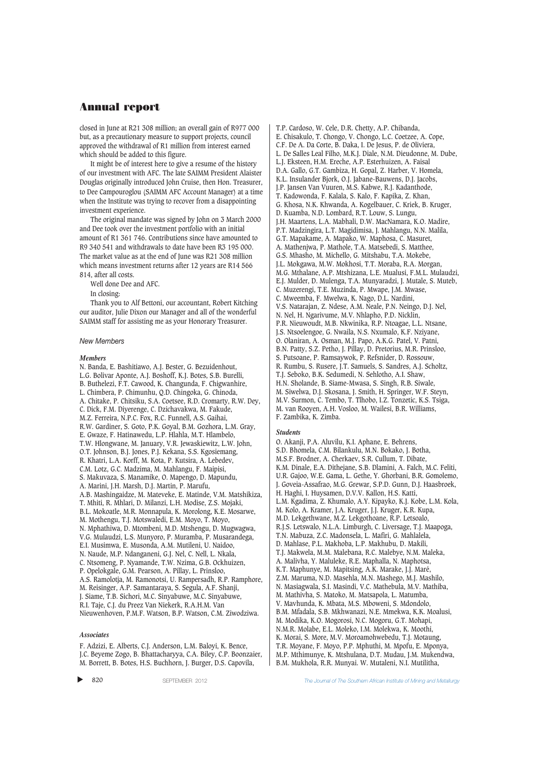closed in June at R21 308 million; an overall gain of R977 000 but, as a precautionary measure to support projects, council approved the withdrawal of R1 million from interest earned which should be added to this figure.

It might be of interest here to give a resume of the history of our investment with AFC. The late SAIMM President Alaister Douglas originally introduced John Cruise, then Hon. Treasurer, to Dee Campouroglou (SAIMM AFC Account Manager) at a time when the Institute was trying to recover from a disappointing investment experience.

The original mandate was signed by John on 3 March 2000 and Dee took over the investment portfolio with an initial amount of R1 361 746. Contributions since have amounted to R9 340 541 and withdrawals to date have been R3 195 000. The market value as at the end of June was R21 308 million which means investment returns after 12 years are R14 566 814, after all costs.

Well done Dee and AFC.

In closing:

Thank you to Alf Bettoni, our accountant, Robert Kitching our auditor, Julie Dixon our Manager and all of the wonderful SAIMM staff for assisting me as your Honorary Treasurer.

## *New Members*

### *Members*

N. Banda, E. Bashitiawo, A.J. Bester, G. Bezuidenhout, L.G. Bolivar Aponte, A.J. Boshoff, K.J. Botes, S.B. Burelli, B. Buthelezi, F.T. Cawood, K. Changunda, F. Chigwanhire, L. Chimbera, P. Chimunhu, Q.D. Chingoka, G. Chinoda, A. Chitake, P. Chitsiku, S.A. Coetsee, R.D. Cromarty, R.W. Dey, C. Dick, F.M. Diyerenge, C. Dzichavakwa, M. Fakude, M.Z. Ferreira, N.P.C. Fox, R.C. Funnell, A.S. Gaihai, R.W. Gardiner, S. Goto, P.K. Goyal, B.M. Gozhora, L.M. Gray, E. Gwaze, F. Hatinawedu, L.P. Hlahla, M.T. Hlambelo, T.W. Hlongwane, M. January, V.R. Jewaskiewitz, L.W. John, O.T. Johnson, B.J. Jones, P.J. Kekana, S.S. Kgosiemang, R. Khatri, L.A. Korff, M. Kota, P. Kutsira, A. Lebedev, C.M. Lotz, G.C. Madzima, M. Mahlangu, F. Maipisi, S. Makuvaza, S. Manamike, O. Mapengo, D. Mapundu, A. Marini, J.H. Marsh, D.J. Martin, P. Marufu, A.B. Mashingaidze, M. Mateveke, E. Matinde, V.M. Matshikiza, T. Mhiti, R. Mhlari, D. Milanzi, L.H. Modise, Z.S. Mojaki, B.L. Mokoatle, M.R. Monnapula, K. Morolong, K.E. Mosarwe, M. Mothengu, T.J. Motswaledi, E.M. Moyo, T. Moyo, N. Mphathiwa, D. Mtombeni, M.D. Mtshengu, D. Mugwagwa, V.G. Mulaudzi, L.S. Munyoro, P. Muramba, P. Musarandega, E.I. Musimwa, E. Musonda, A.M. Mutileni, U. Naidoo, N. Naude, M.P. Ndanganeni, G.J. Nel, C. Nell, L. Nkala, C. Ntsomeng, P. Nyamande, T.W. Nzima, G.B. Ockhuizen, P. Opelokgale, G.M. Pearson, A. Pillay, L. Prinsloo, A.S. Ramolotja, M. Ramonotsi, U. Rampersadh, R.P. Ramphore, M. Reisinger, A.P. Samantaraya, S. Segula, A.F. Shanji, J. Siame, T.B. Sichori, M.C. Sinyabuwe, M.C. Sinyabuwe, R.I. Taje, C.J. du Preez Van Niekerk, R.A.H.M. Van Nieuwenhoven, P.M.F. Watson, B.P. Watson, C.M. Ziwodziwa.

### *Associates*

F. Adzizi, E. Alberts, C.J. Anderson, L.M. Baloyi, K. Bence, J.C. Beyeme Zogo, B. Bhattacharyya, C.A. Biley, C.P. Boonzaier, M. Borrett, B. Botes, H.S. Buchhorn, J. Burger, D.S. Capovila, T.P. Cardoso, W. Cele, D.R. Chetty, A.P. Chibanda, E. Chisakulo, T. Chongo, V. Chongo, L.C. Coetzee, A. Cope, C.F. De A. Da Corte, B. Daka, I. De Jesus, P. de Oliviera, L. De Salles Leal Filho, M.K.J. Diale, N.M. Dieudonne, M. Dube, L.J. Eksteen, H.M. Ereche, A.P. Esterhuizen, A. Faisal D.A. Gallo, G.T. Gambiza, H. Gopal, Z. Harber, V. Homela, K.L. Insulander Bjork, O.J. Jabane-Bauwens, D.J. Jacobs, J.P. Jansen Van Vuuren, M.S. Kabwe, R.J. Kadanthode, T. Kadowonda, F. Kalala, S. Kalo, F. Kapika, Z. Khan, G. Khosa, N.K. Khwanda, A. Kogelbauer, C. Kriek, B. Kruger, D. Kuamba, N.D. Lombard, R.T. Louw, S. Lungu, J.H. Maartens, L.A. Mabhali, D.W. MacNamara, K.O. Madire, P.T. Madzingira, L.T. Magidimisa, J. Mahlangu, N.N. Malila, G.T. Mapakame, A. Mapako, W. Maphosa, C. Masuret, A. Mathenjwa, P. Mathole, T.A. Matsebedi, S. Matthee, G.S. Mhasho, M. Michello, G. Mitshabu, T.A. Mokebe, J.L. Mokgawa, M.W. Mokhosi, T.T. Moraba, R.A. Morgan, M.G. Mthalane, A.P. Mtshizana, L.E. Mualusi, F.M.L. Mulaudzi, E.J. Mulder, D. Mulenga, T.A. Munyaradzi, J. Mutale, S. Muteb, C. Muzerengi, T.E. Muzinda, P. Mwape, J.M. Mwase, C. Mweemba, F. Mwelwa, K. Nago, D.L. Nardini, V.S. Natarajan, Z. Ndese, A.M. Neale, P.N. Neingo, D.J. Nel, N. Nel, H. Ngarivume, M.V. Nhlapho, P.D. Nicklin, P.R. Nieuwoudt, M.B. Nkwinika, R.P. Ntoagae, L.L. Ntsane, J.S. Ntsoelengoe, G. Nwaila, N.S. Nxumalo, K.F. Nziyane, O. Olaniran, A. Osman, M.J. Papo, A.K.G. Patel, V. Patni, B.N. Patty, S.Z. Petho, J. Pillay, D. Pretorius, M.R. Prinsloo, S. Putsoane, P. Ramsaywok, P. Refsnider, D. Rossouw, R. Rumbu, S. Rusere, J.T. Samuels, S. Sandres, A.J. Scholtz, T.J. Seboko, B.K. Sedumedi, N. Sehlotho, A.I. Shaw, H.N. Sholande, B. Siame-Mwasa, S. Singh, R.B. Siwale, M. Siwelwa, D.J. Skosana, J. Smith, H. Springer, W.F. Steyn, M.V. Surmon, C. Tembo, T. Tlhobo, I.Z. Tonzetic, K.S. Tsiga, M. van Rooyen, A.H. Vosloo, M. Wailesi, B.R. Williams, F. Zambika, K. Zimba.

### *Students*

O. Akanji, P.A. Aluvilu, K.I. Aphane, E. Behrens, S.D. Bhomela, C.M. Bilankulu, M.N. Bokako, J. Botha, M.S.F. Brodner, A. Cherkaev, S.R. Cullum, T. Dibate, K.M. Dinale, E.A. Dithejane, S.B. Dlamini, A. Falch, M.C. Feliti, U.R. Gajoo, W.E. Gama, L. Gethe, Y. Ghorbani, B.R. Gomolemo, J. Goveia-Assafrao, M.G. Grewar, S.P.D. Gunn, D.J. Haasbroek, H. Haghi, I. Huysamen, D.V.V. Kallon, H.S. Katti, L.M. Kgadima, Z. Khumalo, A.Y. Kipayko, K.J. Kobe, L.M. Kola, M. Kolo, A. Kramer, J.A. Kruger, J.J. Kruger, K.R. Kupa, M.D. Lekgethwane, M.Z. Lekgothoane, R.P. Letsoalo, R.J.S. Letswalo, N.L.A. Limburgh, C. Liversage, T.J. Maapoga, T.N. Mabuza, Z.C. Madonsela, L. Mafiri, G. Mahlalela, D. Mahlase, P.L. Makhoba, L.P. Makhubu, D. Makili, T.J. Makwela, M.M. Malebana, R.C. Malebye, N.M. Maleka, A. Malivha, Y. Maluleke, R.E. Maphalla, N. Maphotsa, K.T. Maphunye, M. Mapitsing, A.K. Marake, J.J. Maré, Z.M. Maruma, N.D. Masehla, M.N. Mashego, M.J. Mashilo, N. Masiagwala, S.I. Masindi, V.C. Mathebula, M.V. Mathiba, M. Mathivha, S. Matoko, M. Matsapola, L. Matumba, V. Mavhunda, K. Mbata, M.S. Mboweni, S. Mdondolo, B.M. Mfadala, S.B. Mkhwanazi, N.E. Mmekwa, K.K. Moalusi, M. Modika, K.O. Mogorosi, N.C. Mogoru, G.T. Mohapi, N.M.R. Molabe, E.L. Moleko, I.M. Molekwa, K. Moothi, K. Morai, S. More, M.V. Moroamohwebedu, T.J. Motaung, T.R. Moyane, F. Moyo, P.P. Mphuthi, M. Mpofu, E. Mponya, M.P. Mthimunye, K. Mtshulana, D.T. Mudau, J.M. Mukendwa, B.M. Mukhola, R.R. Munyai. W. Mutaleni, N.I. Mutilitha,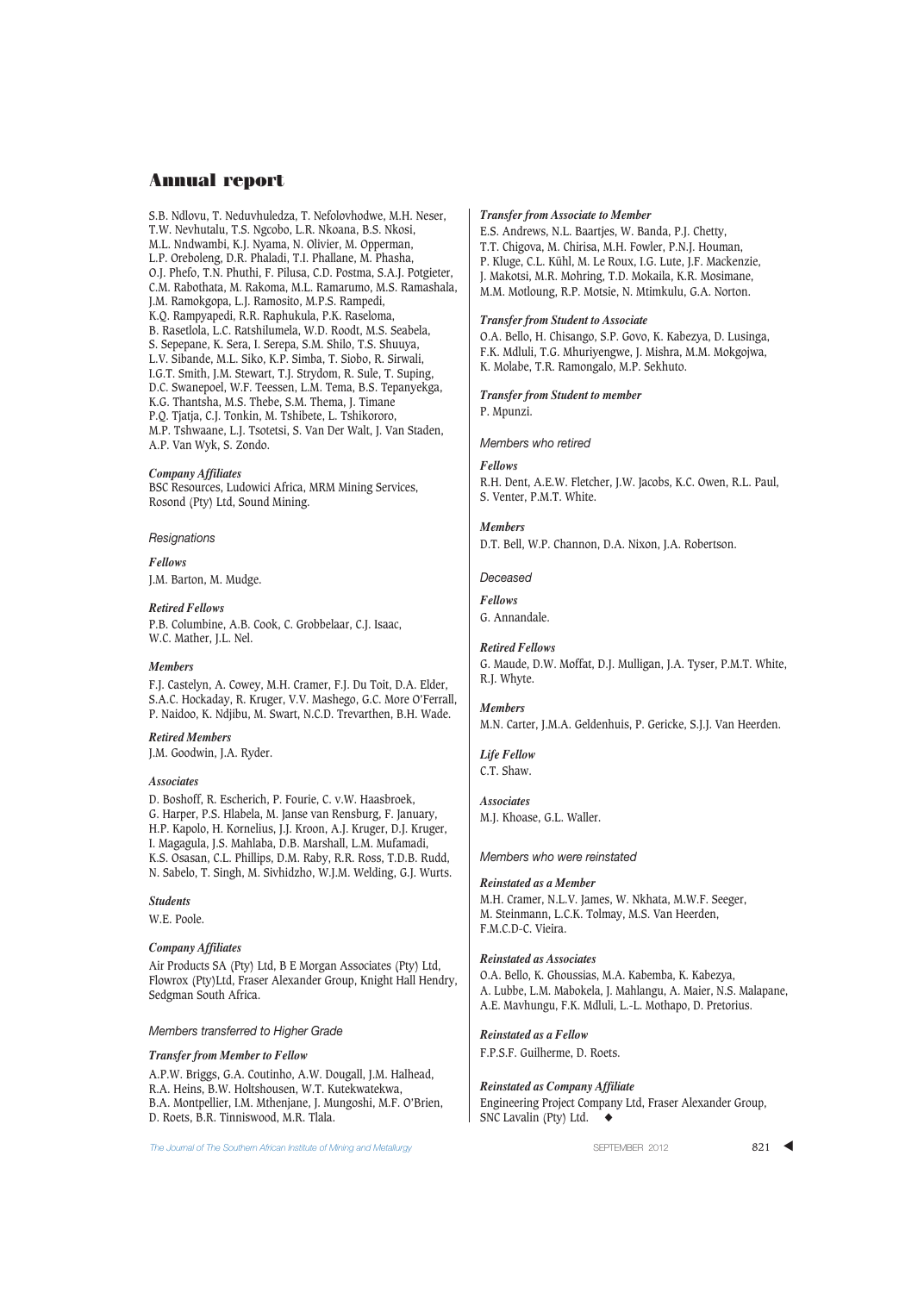# Annual report

S.B. Ndlovu, T. Neduvhuledza, T. Nefolovhodwe, M.H. Neser, T.W. Nevhutalu, T.S. Ngcobo, L.R. Nkoana, B.S. Nkosi, M.L. Nndwambi, K.J. Nyama, N. Olivier, M. Opperman, L.P. Oreboleng, D.R. Phaladi, T.I. Phallane, M. Phasha, O.J. Phefo, T.N. Phuthi, F. Pilusa, C.D. Postma, S.A.J. Potgieter, C.M. Rabothata, M. Rakoma, M.L. Ramarumo, M.S. Ramashala, J.M. Ramokgopa, L.J. Ramosito, M.P.S. Rampedi, K.Q. Rampyapedi, R.R. Raphukula, P.K. Raseloma, B. Rasetlola, L.C. Ratshilumela, W.D. Roodt, M.S. Seabela, S. Sepepane, K. Sera, I. Serepa, S.M. Shilo, T.S. Shuuya, L.V. Sibande, M.L. Siko, K.P. Simba, T. Siobo, R. Sirwali, I.G.T. Smith, J.M. Stewart, T.J. Strydom, R. Sule, T. Suping, D.C. Swanepoel, W.F. Teessen, L.M. Tema, B.S. Tepanyekga, K.G. Thantsha, M.S. Thebe, S.M. Thema, J. Timane P.Q. Tjatja, C.J. Tonkin, M. Tshibete, L. Tshikororo, M.P. Tshwaane, L.J. Tsotetsi, S. Van Der Walt, J. Van Staden, A.P. Van Wyk, S. Zondo.

***Company Affiliates***

BSC Resources, Ludowici Africa, MRM Mining Services, Rosond (Pty) Ltd, Sound Mining.

*Resignations*

***Fellows***

J.M. Barton, M. Mudge.

***Retired Fellows***

P.B. Columbine, A.B. Cook, C. Grobbelaar, C.J. Isaac, W.C. Mather, J.L. Nel.

***Members***

F.J. Castelyn, A. Cowey, M.H. Cramer, F.J. Du Toit, D.A. Elder, S.A.C. Hockaday, R. Kruger, V.V. Mashego, G.C. More O'Ferrall, P. Naidoo, K. Ndjibu, M. Swart, N.C.D. Trevarthen, B.H. Wade.

***Retired Members***

J.M. Goodwin, J.A. Ryder.

***Associates***

D. Boshoff, R. Escherich, P. Fourie, C. v.W. Haasbroek, G. Harper, P.S. Hlabela, M. Janse van Rensburg, F. January, H.P. Kapolo, H. Kornelius, J.J. Kroon, A.J. Kruger, D.J. Kruger, I. Magagula, J.S. Mahlaba, D.B. Marshall, L.M. Mufamadi, K.S. Osasan, C.L. Phillips, D.M. Raby, R.R. Ross, T.D.B. Rudd, N. Sabelo, T. Singh, M. Sivhidzho, W.J.M. Welding, G.J. Wurts.

***Students***

W.E. Poole.

***Company Affiliates***

Air Products SA (Pty) Ltd, B E Morgan Associates (Pty) Ltd, Flowrox (Pty)Ltd, Fraser Alexander Group, Knight Hall Hendry, Sedgman South Africa.

*Members transferred to Higher Grade*

***Transfer from Member to Fellow***

A.P.W. Briggs, G.A. Coutinho, A.W. Dougall, J.M. Halhead, R.A. Heins, B.W. Holtshousen, W.T. Kutekwatekwa, B.A. Montpellier, I.M. Mthenjane, J. Mungoshi, M.F. O'Brien, D. Roets, B.R. Tinniswood, M.R. Tlala.

***Transfer from Associate to Member***

E.S. Andrews, N.L. Baartjes, W. Banda, P.J. Chetty, T.T. Chigova, M. Chirisa, M.H. Fowler, P.N.J. Houman, P. Kluge, C.L. Kühl, M. Le Roux, I.G. Lute, J.F. Mackenzie, J. Makotsi, M.R. Mohring, T.D. Mokaila, K.R. Mosimane, M.M. Motloung, R.P. Motsie, N. Mtimkulu, G.A. Norton.

***Transfer from Student to Associate***

O.A. Bello, H. Chisango, S.P. Govo, K. Kabezya, D. Lusinga, F.K. Mdluli, T.G. Mhuriyengwe, J. Mishra, M.M. Mokgojwa, K. Molabe, T.R. Ramongalo, M.P. Sekhuto.

***Transfer from Student to member***

P. Mpunzi.

*Members who retired*

***Fellows***

R.H. Dent, A.E.W. Fletcher, J.W. Jacobs, K.C. Owen, R.L. Paul, S. Venter, P.M.T. White.

***Members***

D.T. Bell, W.P. Channon, D.A. Nixon, J.A. Robertson.

*Deceased*

***Fellows***

G. Annandale.

***Retired Fellows***

G. Maude, D.W. Moffat, D.J. Mulligan, J.A. Tyser, P.M.T. White, R.J. Whyte.

***Members***

M.N. Carter, J.M.A. Geldenhuis, P. Gericke, S.J.J. Van Heerden.

***Life Fellow***

C.T. Shaw.

***Associates***

M.J. Khoase, G.L. Waller.

*Members who were reinstated*

***Reinstated as a Member***

M.H. Cramer, N.L.V. James, W. Nkhata, M.W.F. Seeger, M. Steinmann, L.C.K. Tolmay, M.S. Van Heerden, F.M.C.D-C. Vieira.

***Reinstated as Associates***

O.A. Bello, K. Ghoussias, M.A. Kabemba, K. Kabezya, A. Lubbe, L.M. Mabokela, J. Mahlangu, A. Maier, N.S. Malapane, A.E. Mavhungu, F.K. Mdluli, L.-L. Mothapo, D. Pretorius.

***Reinstated as a Fellow***

F.P.S.F. Guilherme, D. Roets.

***Reinstated as Company Affiliate***

Engineering Project Company Ltd, Fraser Alexander Group, SNC Lavalin (Pty) Ltd. ◆